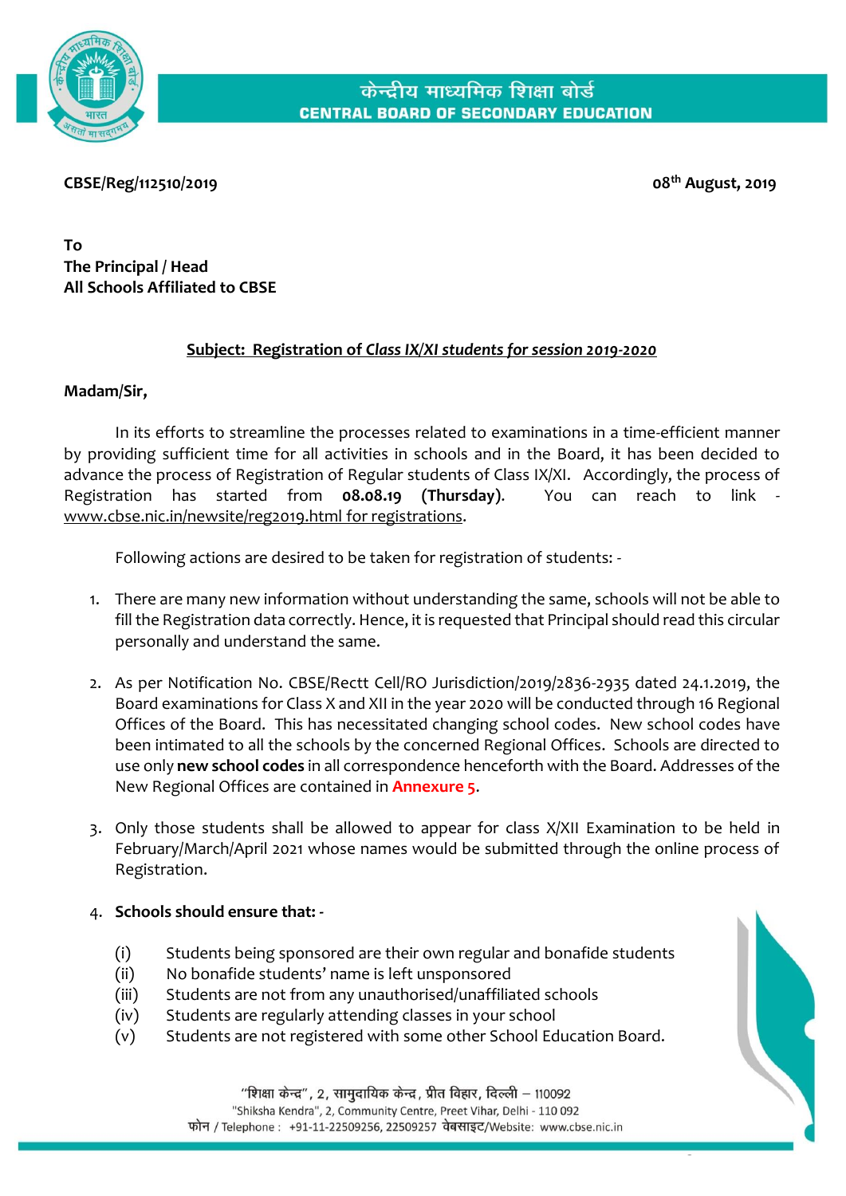केन्द्रीय माध्यमिक शिक्षा बोर्ड
**CENTRAL BOARD OF SECONDARY EDUCATION**

**CBSE/Reg/112510/2019** **08th August, 2019**

**To**
**The Principal / Head**
**All Schools Affiliated to CBSE**

**Subject: Registration of *Class IX/XI students for session 2019-2020***

**Madam/Sir,**

In its efforts to streamline the processes related to examinations in a time-efficient manner by providing sufficient time for all activities in schools and in the Board, it has been decided to advance the process of Registration of Regular students of Class IX/XI. Accordingly, the process of Registration has started from **08.08.19 (Thursday)**. You can reach to link - www.cbse.nic.in/newsite/reg2019.html for registrations.

Following actions are desired to be taken for registration of students: -

1. There are many new information without understanding the same, schools will not be able to fill the Registration data correctly. Hence, it is requested that Principal should read this circular personally and understand the same.

2. As per Notification No. CBSE/Rectt Cell/RO Jurisdiction/2019/2836-2935 dated 24.1.2019, the Board examinations for Class X and XII in the year 2020 will be conducted through 16 Regional Offices of the Board. This has necessitated changing school codes. New school codes have been intimated to all the schools by the concerned Regional Offices. Schools are directed to use only **new school codes** in all correspondence henceforth with the Board. Addresses of the New Regional Offices are contained in **Annexure 5**.

3. Only those students shall be allowed to appear for class X/XII Examination to be held in February/March/April 2021 whose names would be submitted through the online process of Registration.

4. **Schools should ensure that: -**

   (i) Students being sponsored are their own regular and bonafide students
   (ii) No bonafide students' name is left unsponsored
   (iii) Students are not from any unauthorised/unaffiliated schools
   (iv) Students are regularly attending classes in your school
   (v) Students are not registered with some other School Education Board.

"शिक्षा केन्द्र", 2, सामुदायिक केन्द्र, प्रीत विहार, दिल्ली – 110092
"Shiksha Kendra", 2, Community Centre, Preet Vihar, Delhi - 110 092
फोन / Telephone : +91-11-22509256, 22509257 वेबसाइट/Website: www.cbse.nic.in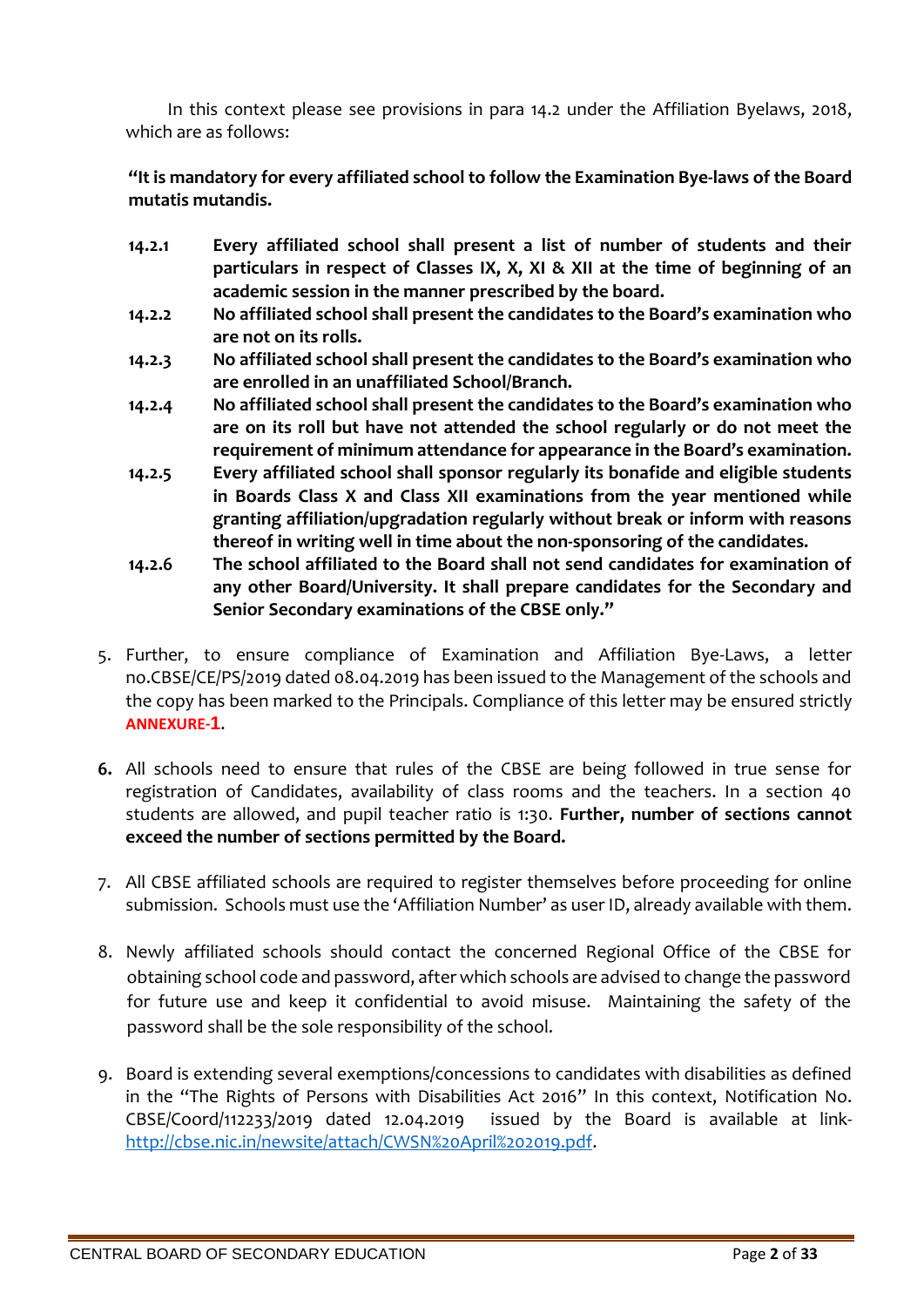In this context please see provisions in para 14.2 under the Affiliation Byelaws, 2018, which are as follows:

**"It is mandatory for every affiliated school to follow the Examination Bye-laws of the Board mutatis mutandis.**

**14.2.1 Every affiliated school shall present a list of number of students and their particulars in respect of Classes IX, X, XI & XII at the time of beginning of an academic session in the manner prescribed by the board.**

**14.2.2 No affiliated school shall present the candidates to the Board's examination who are not on its rolls.**

**14.2.3 No affiliated school shall present the candidates to the Board's examination who are enrolled in an unaffiliated School/Branch.**

**14.2.4 No affiliated school shall present the candidates to the Board's examination who are on its roll but have not attended the school regularly or do not meet the requirement of minimum attendance for appearance in the Board's examination.**

**14.2.5 Every affiliated school shall sponsor regularly its bonafide and eligible students in Boards Class X and Class XII examinations from the year mentioned while granting affiliation/upgradation regularly without break or inform with reasons thereof in writing well in time about the non-sponsoring of the candidates.**

**14.2.6 The school affiliated to the Board shall not send candidates for examination of any other Board/University. It shall prepare candidates for the Secondary and Senior Secondary examinations of the CBSE only."**

5. Further, to ensure compliance of Examination and Affiliation Bye-Laws, a letter no.CBSE/CE/PS/2019 dated 08.04.2019 has been issued to the Management of the schools and the copy has been marked to the Principals. Compliance of this letter may be ensured strictly **ANNEXURE-1**.

6. All schools need to ensure that rules of the CBSE are being followed in true sense for registration of Candidates, availability of class rooms and the teachers. In a section 40 students are allowed, and pupil teacher ratio is 1:30. **Further, number of sections cannot exceed the number of sections permitted by the Board.**

7. All CBSE affiliated schools are required to register themselves before proceeding for online submission. Schools must use the 'Affiliation Number' as user ID, already available with them.

8. Newly affiliated schools should contact the concerned Regional Office of the CBSE for obtaining school code and password, after which schools are advised to change the password for future use and keep it confidential to avoid misuse. Maintaining the safety of the password shall be the sole responsibility of the school.

9. Board is extending several exemptions/concessions to candidates with disabilities as defined in the "The Rights of Persons with Disabilities Act 2016" In this context, Notification No. CBSE/Coord/112233/2019 dated 12.04.2019 issued by the Board is available at link- http://cbse.nic.in/newsite/attach/CWSN%20April%202019.pdf.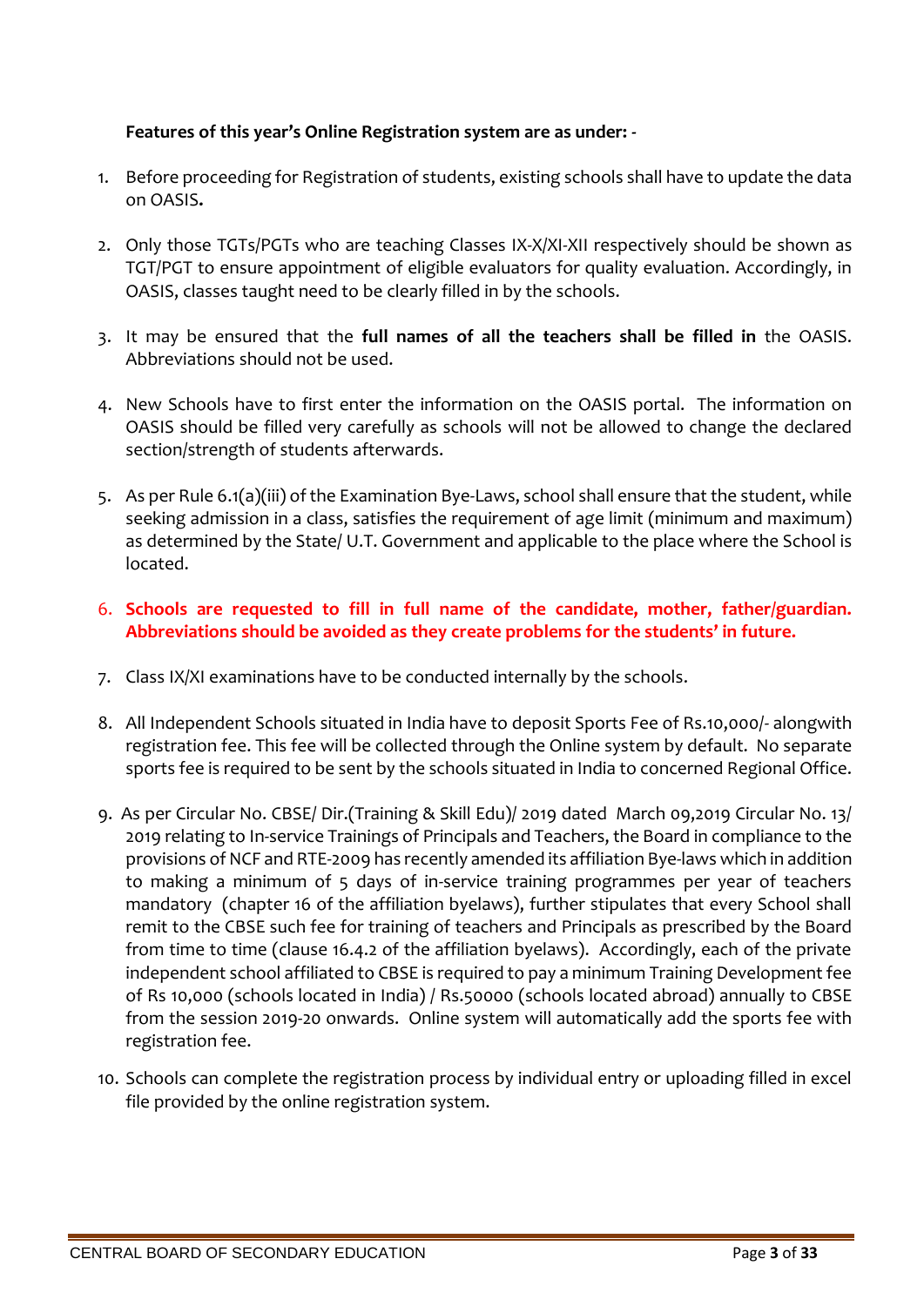**Features of this year's Online Registration system are as under: -**

1. Before proceeding for Registration of students, existing schools shall have to update the data on OASIS**.**

2. Only those TGTs/PGTs who are teaching Classes IX-X/XI-XII respectively should be shown as TGT/PGT to ensure appointment of eligible evaluators for quality evaluation. Accordingly, in OASIS, classes taught need to be clearly filled in by the schools.

3. It may be ensured that the **full names of all the teachers shall be filled in** the OASIS. Abbreviations should not be used.

4. New Schools have to first enter the information on the OASIS portal. The information on OASIS should be filled very carefully as schools will not be allowed to change the declared section/strength of students afterwards.

5. As per Rule 6.1(a)(iii) of the Examination Bye-Laws, school shall ensure that the student, while seeking admission in a class, satisfies the requirement of age limit (minimum and maximum) as determined by the State/ U.T. Government and applicable to the place where the School is located.

6. **Schools are requested to fill in full name of the candidate, mother, father/guardian. Abbreviations should be avoided as they create problems for the students' in future.**

7. Class IX/XI examinations have to be conducted internally by the schools.

8. All Independent Schools situated in India have to deposit Sports Fee of Rs.10,000/- alongwith registration fee. This fee will be collected through the Online system by default. No separate sports fee is required to be sent by the schools situated in India to concerned Regional Office.

9. As per Circular No. CBSE/ Dir.(Training & Skill Edu)/ 2019 dated March 09,2019 Circular No. 13/ 2019 relating to In-service Trainings of Principals and Teachers, the Board in compliance to the provisions of NCF and RTE-2009 has recently amended its affiliation Bye-laws which in addition to making a minimum of 5 days of in-service training programmes per year of teachers mandatory (chapter 16 of the affiliation byelaws), further stipulates that every School shall remit to the CBSE such fee for training of teachers and Principals as prescribed by the Board from time to time (clause 16.4.2 of the affiliation byelaws). Accordingly, each of the private independent school affiliated to CBSE is required to pay a minimum Training Development fee of Rs 10,000 (schools located in India) / Rs.50000 (schools located abroad) annually to CBSE from the session 2019-20 onwards. Online system will automatically add the sports fee with registration fee.

10. Schools can complete the registration process by individual entry or uploading filled in excel file provided by the online registration system.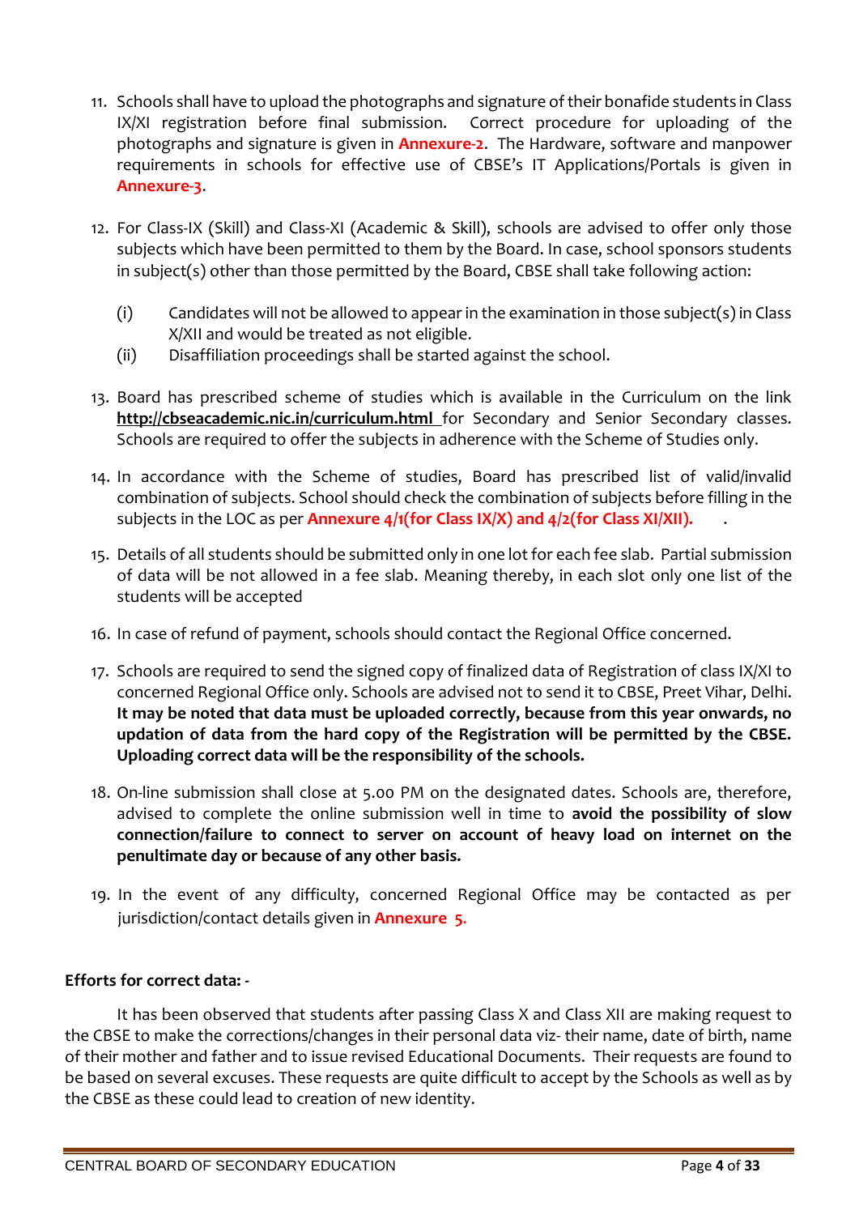11. Schools shall have to upload the photographs and signature of their bonafide students in Class IX/XI registration before final submission. Correct procedure for uploading of the photographs and signature is given in **Annexure-2**. The Hardware, software and manpower requirements in schools for effective use of CBSE's IT Applications/Portals is given in **Annexure-3**.

12. For Class-IX (Skill) and Class-XI (Academic & Skill), schools are advised to offer only those subjects which have been permitted to them by the Board. In case, school sponsors students in subject(s) other than those permitted by the Board, CBSE shall take following action:

    (i) Candidates will not be allowed to appear in the examination in those subject(s) in Class X/XII and would be treated as not eligible.

    (ii) Disaffiliation proceedings shall be started against the school.

13. Board has prescribed scheme of studies which is available in the Curriculum on the link **http://cbseacademic.nic.in/curriculum.html** for Secondary and Senior Secondary classes. Schools are required to offer the subjects in adherence with the Scheme of Studies only.

14. In accordance with the Scheme of studies, Board has prescribed list of valid/invalid combination of subjects. School should check the combination of subjects before filling in the subjects in the LOC as per **Annexure 4/1(for Class IX/X) and 4/2(for Class XI/XII).** .

15. Details of all students should be submitted only in one lot for each fee slab. Partial submission of data will be not allowed in a fee slab. Meaning thereby, in each slot only one list of the students will be accepted

16. In case of refund of payment, schools should contact the Regional Office concerned.

17. Schools are required to send the signed copy of finalized data of Registration of class IX/XI to concerned Regional Office only. Schools are advised not to send it to CBSE, Preet Vihar, Delhi. **It may be noted that data must be uploaded correctly, because from this year onwards, no updation of data from the hard copy of the Registration will be permitted by the CBSE. Uploading correct data will be the responsibility of the schools.**

18. On-line submission shall close at 5.00 PM on the designated dates. Schools are, therefore, advised to complete the online submission well in time to **avoid the possibility of slow connection/failure to connect to server on account of heavy load on internet on the penultimate day or because of any other basis.**

19. In the event of any difficulty, concerned Regional Office may be contacted as per jurisdiction/contact details given in **Annexure 5.**

**Efforts for correct data: -**

It has been observed that students after passing Class X and Class XII are making request to the CBSE to make the corrections/changes in their personal data viz- their name, date of birth, name of their mother and father and to issue revised Educational Documents. Their requests are found to be based on several excuses. These requests are quite difficult to accept by the Schools as well as by the CBSE as these could lead to creation of new identity.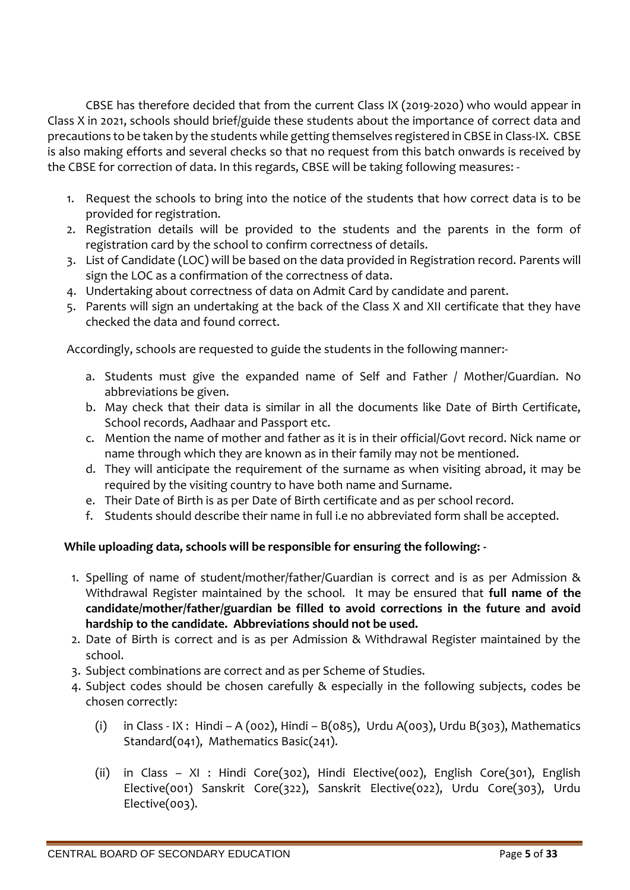CBSE has therefore decided that from the current Class IX (2019-2020) who would appear in Class X in 2021, schools should brief/guide these students about the importance of correct data and precautions to be taken by the students while getting themselves registered in CBSE in Class-IX. CBSE is also making efforts and several checks so that no request from this batch onwards is received by the CBSE for correction of data. In this regards, CBSE will be taking following measures: -

1. Request the schools to bring into the notice of the students that how correct data is to be provided for registration.
2. Registration details will be provided to the students and the parents in the form of registration card by the school to confirm correctness of details.
3. List of Candidate (LOC) will be based on the data provided in Registration record. Parents will sign the LOC as a confirmation of the correctness of data.
4. Undertaking about correctness of data on Admit Card by candidate and parent.
5. Parents will sign an undertaking at the back of the Class X and XII certificate that they have checked the data and found correct.

Accordingly, schools are requested to guide the students in the following manner:-

a. Students must give the expanded name of Self and Father / Mother/Guardian. No abbreviations be given.
b. May check that their data is similar in all the documents like Date of Birth Certificate, School records, Aadhaar and Passport etc.
c. Mention the name of mother and father as it is in their official/Govt record. Nick name or name through which they are known as in their family may not be mentioned.
d. They will anticipate the requirement of the surname as when visiting abroad, it may be required by the visiting country to have both name and Surname.
e. Their Date of Birth is as per Date of Birth certificate and as per school record.
f. Students should describe their name in full i.e no abbreviated form shall be accepted.

**While uploading data, schools will be responsible for ensuring the following: -**

1. Spelling of name of student/mother/father/Guardian is correct and is as per Admission & Withdrawal Register maintained by the school. It may be ensured that **full name of the candidate/mother/father/guardian be filled to avoid corrections in the future and avoid hardship to the candidate. Abbreviations should not be used.**
2. Date of Birth is correct and is as per Admission & Withdrawal Register maintained by the school.
3. Subject combinations are correct and as per Scheme of Studies.
4. Subject codes should be chosen carefully & especially in the following subjects, codes be chosen correctly:

   (i) in Class - IX : Hindi – A (002), Hindi – B(085), Urdu A(003), Urdu B(303), Mathematics Standard(041), Mathematics Basic(241).

   (ii) in Class – XI : Hindi Core(302), Hindi Elective(002), English Core(301), English Elective(001) Sanskrit Core(322), Sanskrit Elective(022), Urdu Core(303), Urdu Elective(003).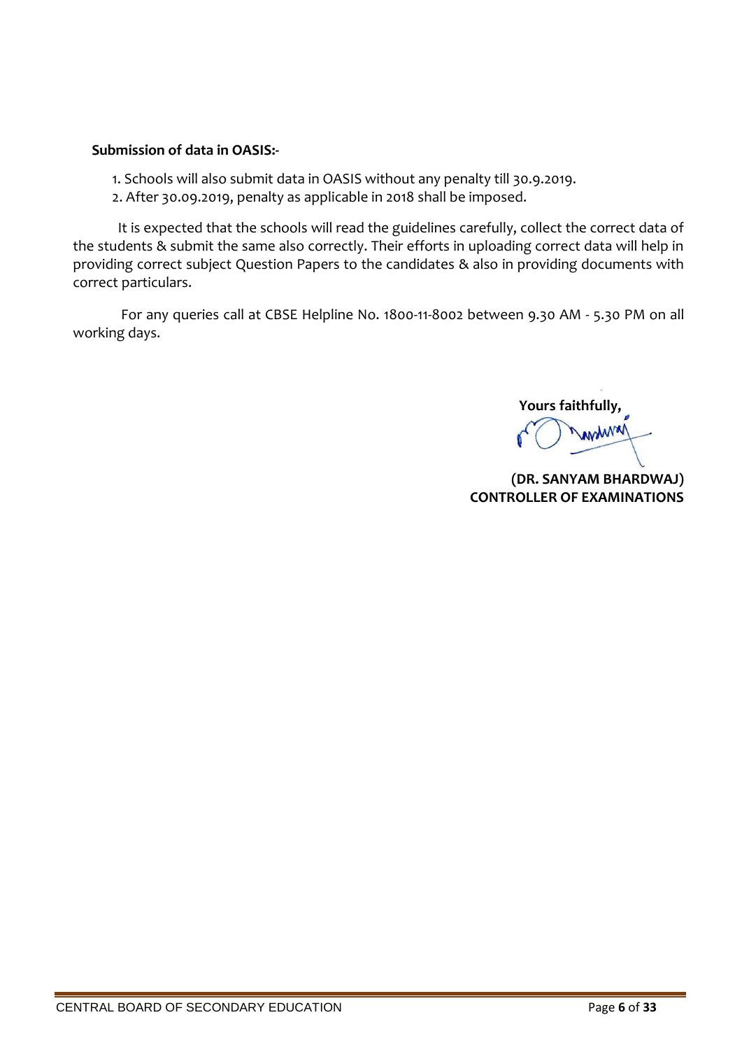**Submission of data in OASIS:-**

1. Schools will also submit data in OASIS without any penalty till 30.9.2019.
2. After 30.09.2019, penalty as applicable in 2018 shall be imposed.

It is expected that the schools will read the guidelines carefully, collect the correct data of the students & submit the same also correctly. Their efforts in uploading correct data will help in providing correct subject Question Papers to the candidates & also in providing documents with correct particulars.

For any queries call at CBSE Helpline No. 1800-11-8002 between 9.30 AM - 5.30 PM on all working days.

**Yours faithfully,**

**(DR. SANYAM BHARDWAJ)**
**CONTROLLER OF EXAMINATIONS**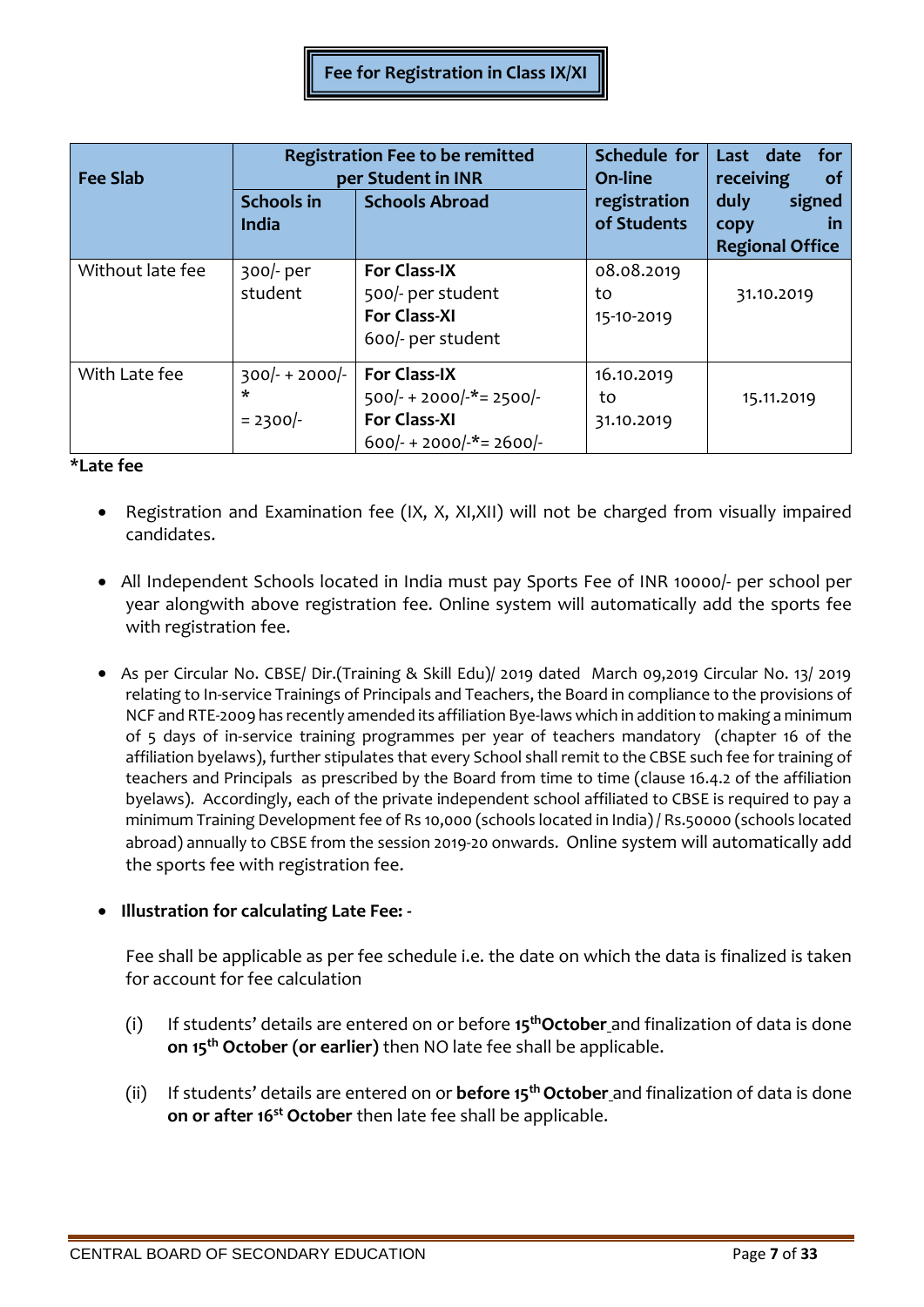## Fee for Registration in Class IX/XI

| Fee Slab | Registration Fee to be remitted per Student in INR | | Schedule for On-line registration of Students | Last date for receiving of duly signed copy in Regional Office |
|---|---|---|---|---|
| | Schools in India | Schools Abroad | | |
| Without late fee | 300/- per student | **For Class-IX** 500/- per student **For Class-XI** 600/- per student | 08.08.2019 to 15-10-2019 | 31.10.2019 |
| With Late fee | 300/- + 2000/-* = 2300/- | **For Class-IX** 500/- + 2000/-*= 2500/- **For Class-XI** 600/- + 2000/-*= 2600/- | 16.10.2019 to 31.10.2019 | 15.11.2019 |

***Late fee**

- Registration and Examination fee (IX, X, XI,XII) will not be charged from visually impaired candidates.

- All Independent Schools located in India must pay Sports Fee of INR 10000/- per school per year alongwith above registration fee. Online system will automatically add the sports fee with registration fee.

- As per Circular No. CBSE/ Dir.(Training & Skill Edu)/ 2019 dated March 09,2019 Circular No. 13/ 2019 relating to In-service Trainings of Principals and Teachers, the Board in compliance to the provisions of NCF and RTE-2009 has recently amended its affiliation Bye-laws which in addition to making a minimum of 5 days of in-service training programmes per year of teachers mandatory (chapter 16 of the affiliation byelaws), further stipulates that every School shall remit to the CBSE such fee for training of teachers and Principals as prescribed by the Board from time to time (clause 16.4.2 of the affiliation byelaws). Accordingly, each of the private independent school affiliated to CBSE is required to pay a minimum Training Development fee of Rs 10,000 (schools located in India) / Rs.50000 (schools located abroad) annually to CBSE from the session 2019-20 onwards. Online system will automatically add the sports fee with registration fee.

- **Illustration for calculating Late Fee: -**

  Fee shall be applicable as per fee schedule i.e. the date on which the data is finalized is taken for account for fee calculation

  (i) If students' details are entered on or before 15th **October** and finalization of data is done **on 15th October (or earlier)** then NO late fee shall be applicable.

  (ii) If students' details are entered on or **before 15th October** and finalization of data is done **on or after 16st October** then late fee shall be applicable.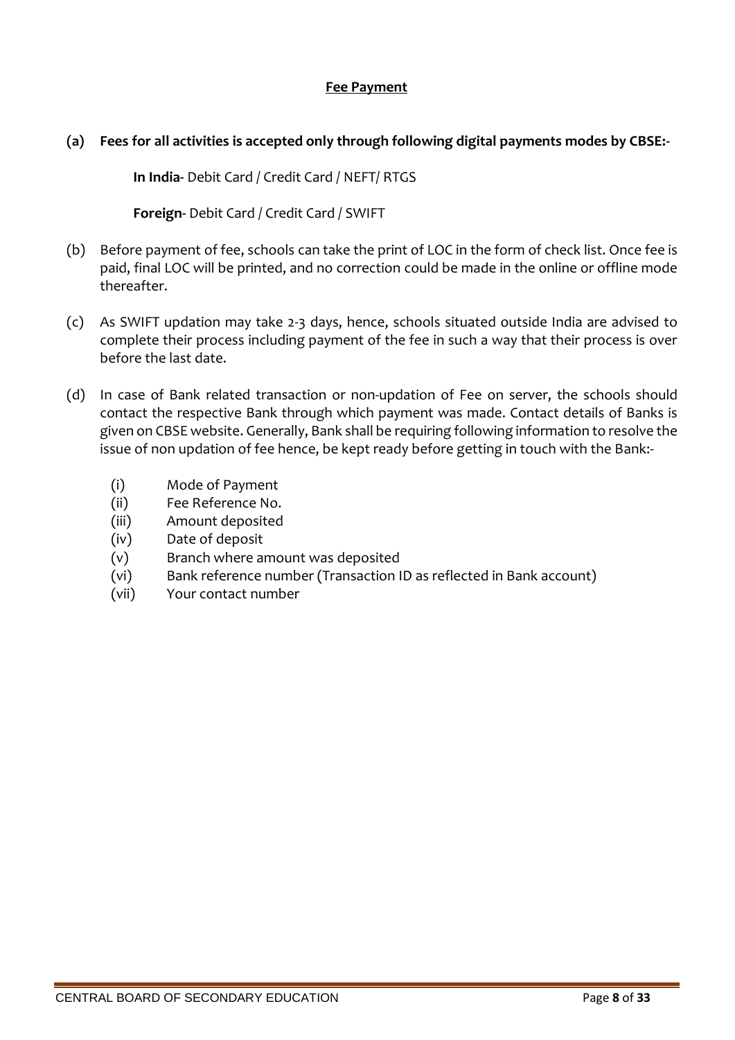## Fee Payment

**(a) Fees for all activities is accepted only through following digital payments modes by CBSE:-**

**In India**- Debit Card / Credit Card / NEFT/ RTGS

**Foreign**- Debit Card / Credit Card / SWIFT

(b) Before payment of fee, schools can take the print of LOC in the form of check list. Once fee is paid, final LOC will be printed, and no correction could be made in the online or offline mode thereafter.

(c) As SWIFT updation may take 2-3 days, hence, schools situated outside India are advised to complete their process including payment of the fee in such a way that their process is over before the last date.

(d) In case of Bank related transaction or non-updation of Fee on server, the schools should contact the respective Bank through which payment was made. Contact details of Banks is given on CBSE website. Generally, Bank shall be requiring following information to resolve the issue of non updation of fee hence, be kept ready before getting in touch with the Bank:-

- (i) Mode of Payment
- (ii) Fee Reference No.
- (iii) Amount deposited
- (iv) Date of deposit
- (v) Branch where amount was deposited
- (vi) Bank reference number (Transaction ID as reflected in Bank account)
- (vii) Your contact number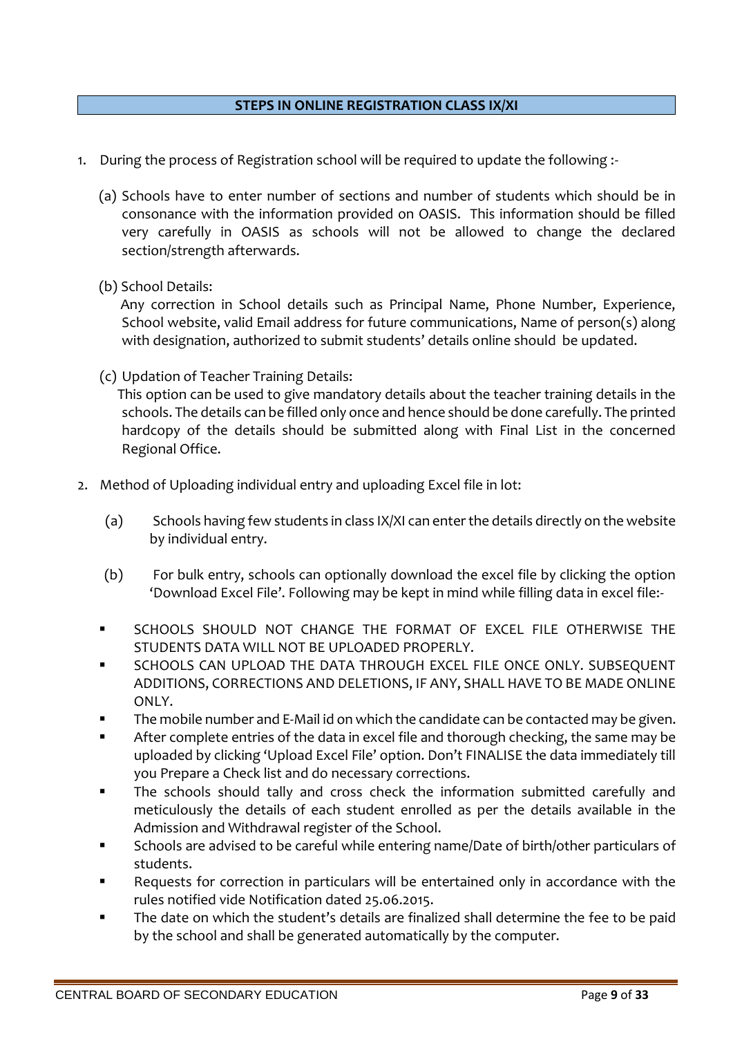## STEPS IN ONLINE REGISTRATION CLASS IX/XI

1. During the process of Registration school will be required to update the following :-

   (a) Schools have to enter number of sections and number of students which should be in consonance with the information provided on OASIS. This information should be filled very carefully in OASIS as schools will not be allowed to change the declared section/strength afterwards.

   (b) School Details:
   Any correction in School details such as Principal Name, Phone Number, Experience, School website, valid Email address for future communications, Name of person(s) along with designation, authorized to submit students' details online should be updated.

   (c) Updation of Teacher Training Details:
   This option can be used to give mandatory details about the teacher training details in the schools. The details can be filled only once and hence should be done carefully. The printed hardcopy of the details should be submitted along with Final List in the concerned Regional Office.

2. Method of Uploading individual entry and uploading Excel file in lot:

   (a) Schools having few students in class IX/XI can enter the details directly on the website by individual entry.

   (b) For bulk entry, schools can optionally download the excel file by clicking the option 'Download Excel File'. Following may be kept in mind while filling data in excel file:-

   - SCHOOLS SHOULD NOT CHANGE THE FORMAT OF EXCEL FILE OTHERWISE THE STUDENTS DATA WILL NOT BE UPLOADED PROPERLY.
   - SCHOOLS CAN UPLOAD THE DATA THROUGH EXCEL FILE ONCE ONLY. SUBSEQUENT ADDITIONS, CORRECTIONS AND DELETIONS, IF ANY, SHALL HAVE TO BE MADE ONLINE ONLY.
   - The mobile number and E-Mail id on which the candidate can be contacted may be given.
   - After complete entries of the data in excel file and thorough checking, the same may be uploaded by clicking 'Upload Excel File' option. Don't FINALISE the data immediately till you Prepare a Check list and do necessary corrections.
   - The schools should tally and cross check the information submitted carefully and meticulously the details of each student enrolled as per the details available in the Admission and Withdrawal register of the School.
   - Schools are advised to be careful while entering name/Date of birth/other particulars of students.
   - Requests for correction in particulars will be entertained only in accordance with the rules notified vide Notification dated 25.06.2015.
   - The date on which the student's details are finalized shall determine the fee to be paid by the school and shall be generated automatically by the computer.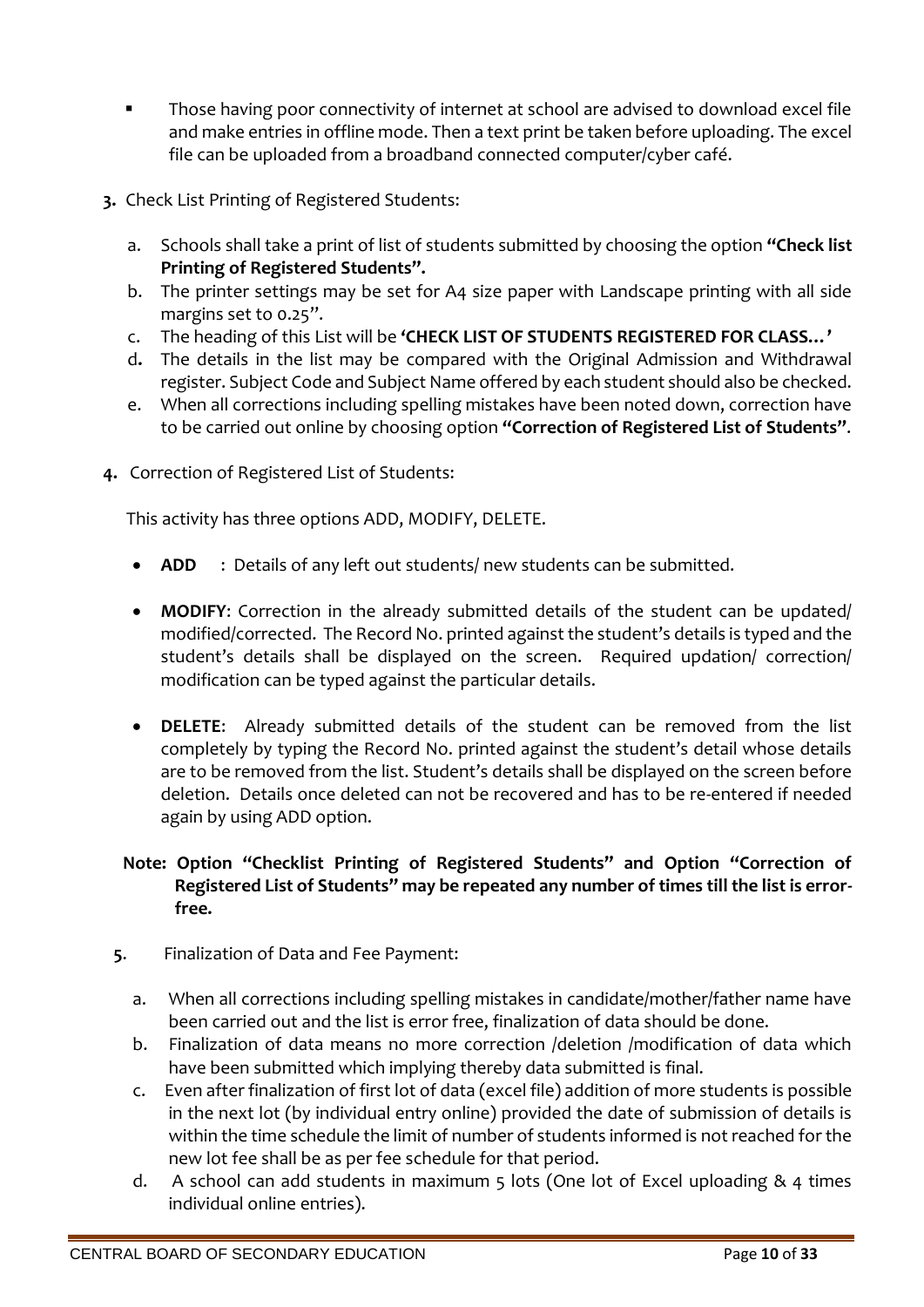- Those having poor connectivity of internet at school are advised to download excel file and make entries in offline mode. Then a text print be taken before uploading. The excel file can be uploaded from a broadband connected computer/cyber café.

**3.** Check List Printing of Registered Students:

a. Schools shall take a print of list of students submitted by choosing the option **"Check list Printing of Registered Students".**
b. The printer settings may be set for A4 size paper with Landscape printing with all side margins set to 0.25".
c. The heading of this List will be **'CHECK LIST OF STUDENTS REGISTERED FOR CLASS…'**
d. The details in the list may be compared with the Original Admission and Withdrawal register. Subject Code and Subject Name offered by each student should also be checked.
e. When all corrections including spelling mistakes have been noted down, correction have to be carried out online by choosing option **"Correction of Registered List of Students"**.

**4.** Correction of Registered List of Students:

This activity has three options ADD, MODIFY, DELETE.

- **ADD** : Details of any left out students/ new students can be submitted.

- **MODIFY**: Correction in the already submitted details of the student can be updated/ modified/corrected. The Record No. printed against the student's details is typed and the student's details shall be displayed on the screen. Required updation/ correction/ modification can be typed against the particular details.

- **DELETE**: Already submitted details of the student can be removed from the list completely by typing the Record No. printed against the student's detail whose details are to be removed from the list. Student's details shall be displayed on the screen before deletion. Details once deleted can not be recovered and has to be re-entered if needed again by using ADD option.

**Note: Option "Checklist Printing of Registered Students" and Option "Correction of Registered List of Students" may be repeated any number of times till the list is error-free.**

**5.** Finalization of Data and Fee Payment:

a. When all corrections including spelling mistakes in candidate/mother/father name have been carried out and the list is error free, finalization of data should be done.
b. Finalization of data means no more correction /deletion /modification of data which have been submitted which implying thereby data submitted is final.
c. Even after finalization of first lot of data (excel file) addition of more students is possible in the next lot (by individual entry online) provided the date of submission of details is within the time schedule the limit of number of students informed is not reached for the new lot fee shall be as per fee schedule for that period.
d. A school can add students in maximum 5 lots (One lot of Excel uploading & 4 times individual online entries).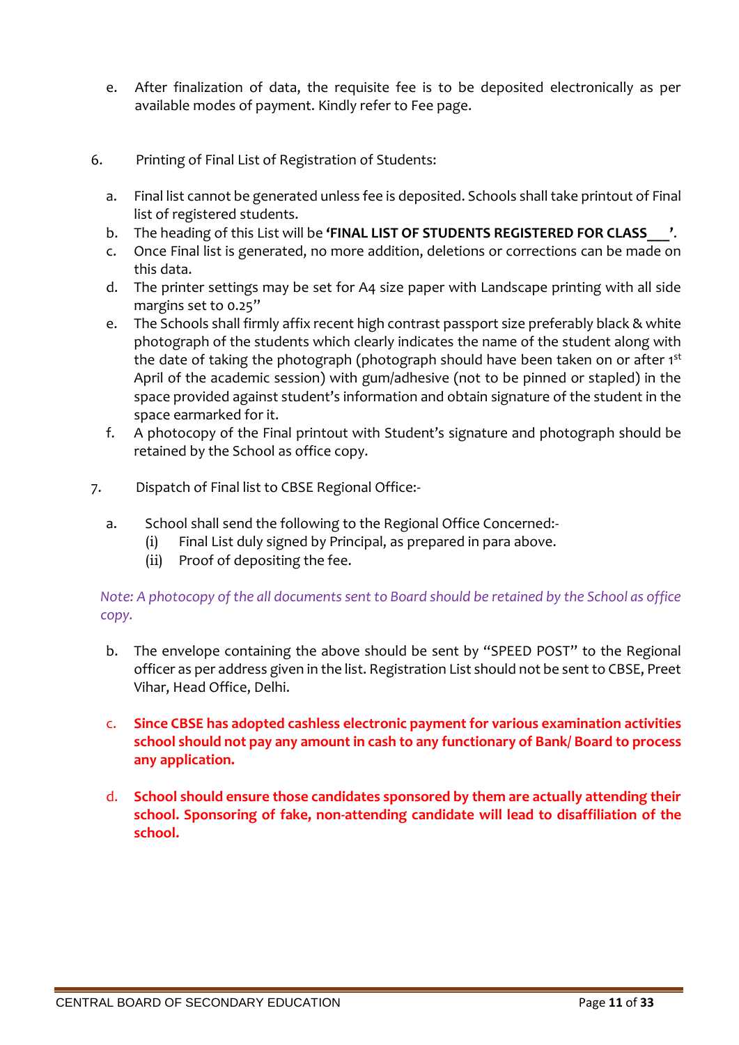e. After finalization of data, the requisite fee is to be deposited electronically as per available modes of payment. Kindly refer to Fee page.

6. Printing of Final List of Registration of Students:

a. Final list cannot be generated unless fee is deposited. Schools shall take printout of Final list of registered students.
b. The heading of this List will be **'FINAL LIST OF STUDENTS REGISTERED FOR CLASS___'**.
c. Once Final list is generated, no more addition, deletions or corrections can be made on this data.
d. The printer settings may be set for A4 size paper with Landscape printing with all side margins set to 0.25"
e. The Schools shall firmly affix recent high contrast passport size preferably black & white photograph of the students which clearly indicates the name of the student along with the date of taking the photograph (photograph should have been taken on or after 1st April of the academic session) with gum/adhesive (not to be pinned or stapled) in the space provided against student's information and obtain signature of the student in the space earmarked for it.
f. A photocopy of the Final printout with Student's signature and photograph should be retained by the School as office copy.

7. Dispatch of Final list to CBSE Regional Office:-

a. School shall send the following to the Regional Office Concerned:-
   (i) Final List duly signed by Principal, as prepared in para above.
   (ii) Proof of depositing the fee.

*Note: A photocopy of the all documents sent to Board should be retained by the School as office copy.*

b. The envelope containing the above should be sent by "SPEED POST" to the Regional officer as per address given in the list. Registration List should not be sent to CBSE, Preet Vihar, Head Office, Delhi.

c. **Since CBSE has adopted cashless electronic payment for various examination activities school should not pay any amount in cash to any functionary of Bank/ Board to process any application.**

d. **School should ensure those candidates sponsored by them are actually attending their school. Sponsoring of fake, non-attending candidate will lead to disaffiliation of the school.**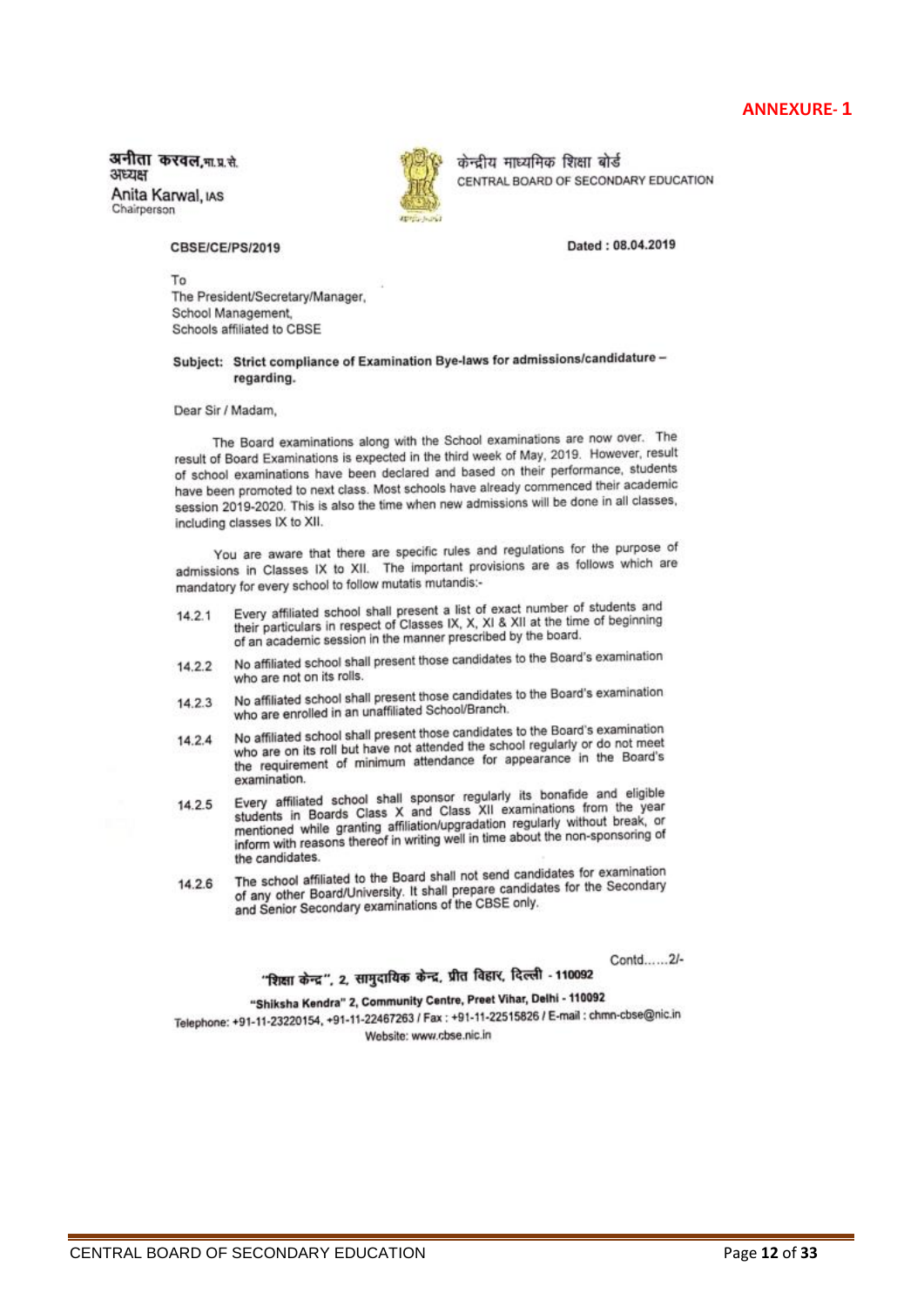**ANNEXURE- 1**

अनीता करवल, भा.प्र.से.
अध्यक्ष
Anita Karwal, IAS
Chairperson

केन्द्रीय माध्यमिक शिक्षा बोर्ड
CENTRAL BOARD OF SECONDARY EDUCATION

**CBSE/CE/PS/2019** **Dated : 08.04.2019**

To
The President/Secretary/Manager,
School Management,
Schools affiliated to CBSE

**Subject: Strict compliance of Examination Bye-laws for admissions/candidature – regarding.**

Dear Sir / Madam,

The Board examinations along with the School examinations are now over. The result of Board Examinations is expected in the third week of May, 2019. However, result of school examinations have been declared and based on their performance, students have been promoted to next class. Most schools have already commenced their academic session 2019-2020. This is also the time when new admissions will be done in all classes, including classes IX to XII.

You are aware that there are specific rules and regulations for the purpose of admissions in Classes IX to XII. The important provisions are as follows which are mandatory for every school to follow mutatis mutandis:-

14.2.1 Every affiliated school shall present a list of exact number of students and their particulars in respect of Classes IX, X, XI & XII at the time of beginning of an academic session in the manner prescribed by the board.

14.2.2 No affiliated school shall present those candidates to the Board's examination who are not on its rolls.

14.2.3 No affiliated school shall present those candidates to the Board's examination who are enrolled in an unaffiliated School/Branch.

14.2.4 No affiliated school shall present those candidates to the Board's examination who are on its roll but have not attended the school regularly or do not meet the requirement of minimum attendance for appearance in the Board's examination.

14.2.5 Every affiliated school shall sponsor regularly its bonafide and eligible students in Boards Class X and Class XII examinations from the year mentioned while granting affiliation/upgradation regularly without break, or inform with reasons thereof in writing well in time about the non-sponsoring of the candidates.

14.2.6 The school affiliated to the Board shall not send candidates for examination of any other Board/University. It shall prepare candidates for the Secondary and Senior Secondary examinations of the CBSE only.

Contd......2/-

"शिक्षा केन्द्र", 2, सामुदायिक केन्द्र, प्रीत विहार, दिल्ली - 110092
"Shiksha Kendra" 2, Community Centre, Preet Vihar, Delhi - 110092
Telephone: +91-11-23220154, +91-11-22467263 / Fax : +91-11-22515826 / E-mail : chmn-cbse@nic.in
Website: www.cbse.nic.in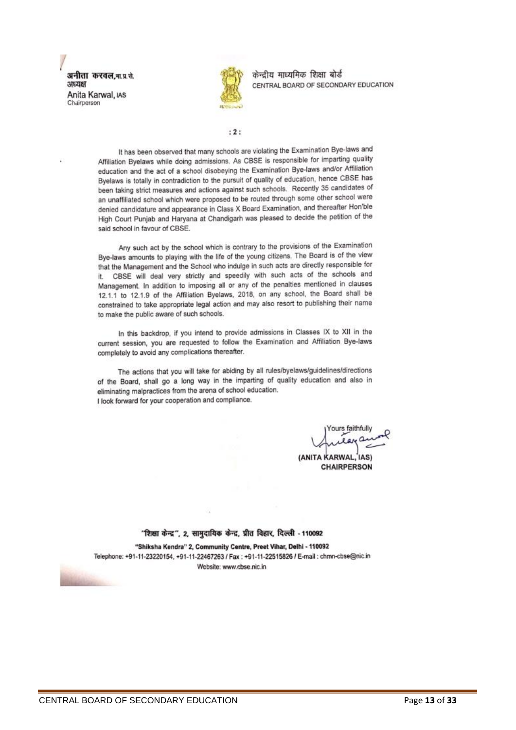अनीता करवल, भा.प्र.से.
अध्यक्ष
Anita Karwal, IAS
Chairperson

केन्द्रीय माध्यमिक शिक्षा बोर्ड
CENTRAL BOARD OF SECONDARY EDUCATION

: 2 :

It has been observed that many schools are violating the Examination Bye-laws and Affiliation Byelaws while doing admissions. As CBSE is responsible for imparting quality education and the act of a school disobeying the Examination Bye-laws and/or Affiliation Byelaws is totally in contradiction to the pursuit of quality of education, hence CBSE has been taking strict measures and actions against such schools. Recently 35 candidates of an unaffiliated school which were proposed to be routed through some other school were denied candidature and appearance in Class X Board Examination, and thereafter Hon'ble High Court Punjab and Haryana at Chandigarh was pleased to decide the petition of the said school in favour of CBSE.

Any such act by the school which is contrary to the provisions of the Examination Bye-laws amounts to playing with the life of the young citizens. The Board is of the view that the Management and the School who indulge in such acts are directly responsible for it. CBSE will deal very strictly and speedily with such acts of the schools and Management. In addition to imposing all or any of the penalties mentioned in clauses 12.1.1 to 12.1.9 of the Affiliation Byelaws, 2018, on any school, the Board shall be constrained to take appropriate legal action and may also resort to publishing their name to make the public aware of such schools.

In this backdrop, if you intend to provide admissions in Classes IX to XII in the current session, you are requested to follow the Examination and Affiliation Bye-laws completely to avoid any complications thereafter.

The actions that you will take for abiding by all rules/byelaws/guidelines/directions of the Board, shall go a long way in the imparting of quality education and also in eliminating malpractices from the arena of school education.
I look forward for your cooperation and compliance.

Yours faithfully

(ANITA KARWAL, IAS)
CHAIRPERSON

"शिक्षा केन्द्र", 2, सामुदायिक केन्द्र, प्रीत विहार, दिल्ली - 110092
"Shiksha Kendra" 2, Community Centre, Preet Vihar, Delhi - 110092
Telephone: +91-11-23220154, +91-11-22467263 / Fax : +91-11-22515826 / E-mail : chmn-cbse@nic.in
Website: www.cbse.nic.in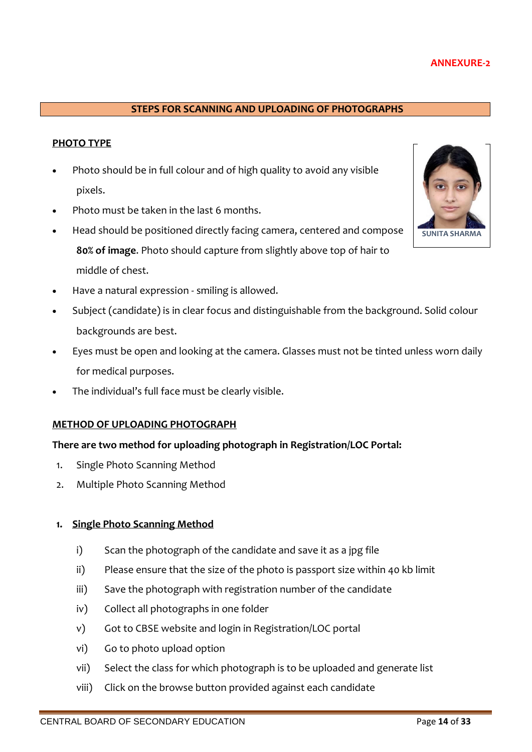**ANNEXURE-2**

## STEPS FOR SCANNING AND UPLOADING OF PHOTOGRAPHS

### PHOTO TYPE

- Photo should be in full colour and of high quality to avoid any visible pixels.
- Photo must be taken in the last 6 months.
- Head should be positioned directly facing camera, centered and compose **80% of image**. Photo should capture from slightly above top of hair to middle of chest.
- Have a natural expression - smiling is allowed.
- Subject (candidate) is in clear focus and distinguishable from the background. Solid colour backgrounds are best.
- Eyes must be open and looking at the camera. Glasses must not be tinted unless worn daily for medical purposes.
- The individual's full face must be clearly visible.

SUNITA SHARMA

### METHOD OF UPLOADING PHOTOGRAPH

**There are two method for uploading photograph in Registration/LOC Portal:**

1. Single Photo Scanning Method
2. Multiple Photo Scanning Method

### 1. Single Photo Scanning Method

i) Scan the photograph of the candidate and save it as a jpg file

ii) Please ensure that the size of the photo is passport size within 40 kb limit

iii) Save the photograph with registration number of the candidate

iv) Collect all photographs in one folder

v) Got to CBSE website and login in Registration/LOC portal

vi) Go to photo upload option

vii) Select the class for which photograph is to be uploaded and generate list

viii) Click on the browse button provided against each candidate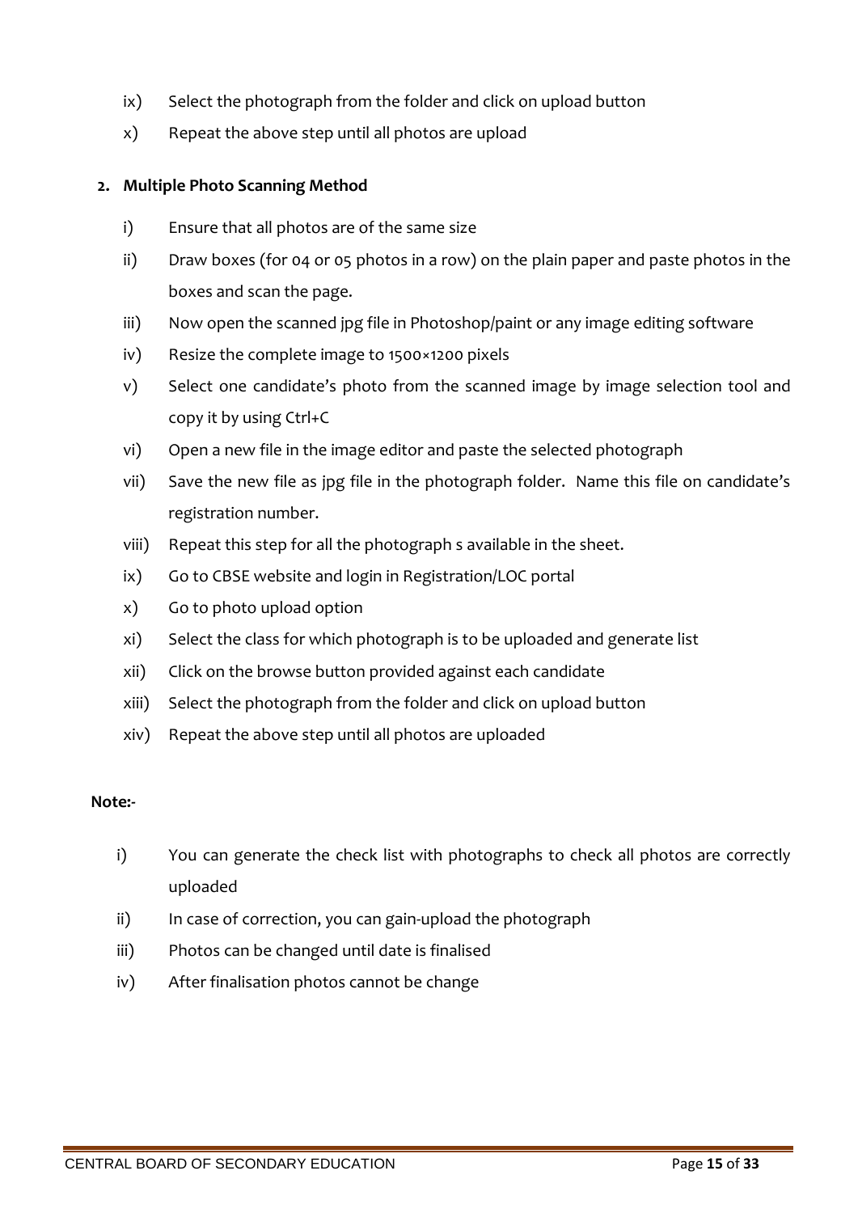ix) Select the photograph from the folder and click on upload button

x) Repeat the above step until all photos are upload

**2. Multiple Photo Scanning Method**

i) Ensure that all photos are of the same size

ii) Draw boxes (for 04 or 05 photos in a row) on the plain paper and paste photos in the boxes and scan the page.

iii) Now open the scanned jpg file in Photoshop/paint or any image editing software

iv) Resize the complete image to 1500×1200 pixels

v) Select one candidate's photo from the scanned image by image selection tool and copy it by using Ctrl+C

vi) Open a new file in the image editor and paste the selected photograph

vii) Save the new file as jpg file in the photograph folder. Name this file on candidate's registration number.

viii) Repeat this step for all the photograph s available in the sheet.

ix) Go to CBSE website and login in Registration/LOC portal

x) Go to photo upload option

xi) Select the class for which photograph is to be uploaded and generate list

xii) Click on the browse button provided against each candidate

xiii) Select the photograph from the folder and click on upload button

xiv) Repeat the above step until all photos are uploaded

**Note:-**

i) You can generate the check list with photographs to check all photos are correctly uploaded

ii) In case of correction, you can gain-upload the photograph

iii) Photos can be changed until date is finalised

iv) After finalisation photos cannot be change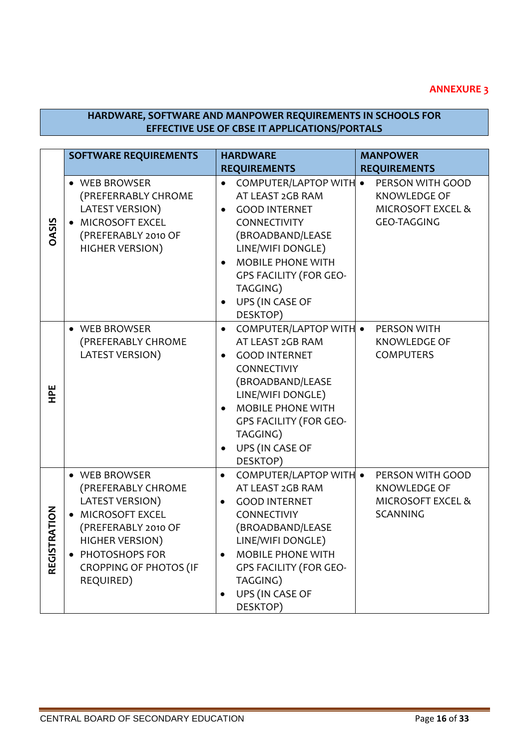**ANNEXURE 3**

## HARDWARE, SOFTWARE AND MANPOWER REQUIREMENTS IN SCHOOLS FOR EFFECTIVE USE OF CBSE IT APPLICATIONS/PORTALS

| | SOFTWARE REQUIREMENTS | HARDWARE REQUIREMENTS | MANPOWER REQUIREMENTS |
|---|---|---|---|
| **OASIS** | • WEB BROWSER (PREFERRABLY CHROME LATEST VERSION)<br>• MICROSOFT EXCEL (PREFERABLY 2010 OF HIGHER VERSION) | • COMPUTER/LAPTOP WITH AT LEAST 2GB RAM<br>• GOOD INTERNET CONNECTIVITY (BROADBAND/LEASE LINE/WIFI DONGLE)<br>• MOBILE PHONE WITH GPS FACILITY (FOR GEO-TAGGING)<br>• UPS (IN CASE OF DESKTOP) | • PERSON WITH GOOD KNOWLEDGE OF MICROSOFT EXCEL & GEO-TAGGING |
| **HPE** | • WEB BROWSER (PREFERABLY CHROME LATEST VERSION) | • COMPUTER/LAPTOP WITH AT LEAST 2GB RAM<br>• GOOD INTERNET CONNECTIVIY (BROADBAND/LEASE LINE/WIFI DONGLE)<br>• MOBILE PHONE WITH GPS FACILITY (FOR GEO-TAGGING)<br>• UPS (IN CASE OF DESKTOP) | • PERSON WITH KNOWLEDGE OF COMPUTERS |
| **REGISTRATION** | • WEB BROWSER (PREFERABLY CHROME LATEST VERSION)<br>• MICROSOFT EXCEL (PREFERABLY 2010 OF HIGHER VERSION)<br>• PHOTOSHOPS FOR CROPPING OF PHOTOS (IF REQUIRED) | • COMPUTER/LAPTOP WITH AT LEAST 2GB RAM<br>• GOOD INTERNET CONNECTIVIY (BROADBAND/LEASE LINE/WIFI DONGLE)<br>• MOBILE PHONE WITH GPS FACILITY (FOR GEO-TAGGING)<br>• UPS (IN CASE OF DESKTOP) | • PERSON WITH GOOD KNOWLEDGE OF MICROSOFT EXCEL & SCANNING |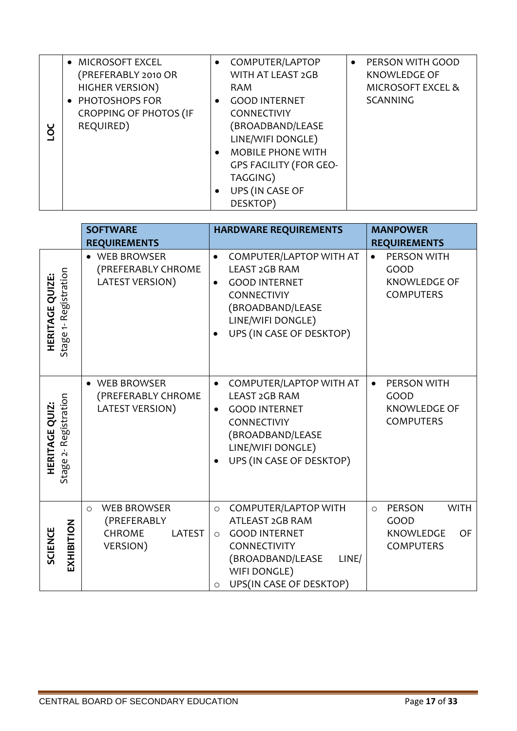| | | | |
|---|---|---|---|
| **LOC** | • MICROSOFT EXCEL (PREFERABLY 2010 OR HIGHER VERSION)<br>• PHOTOSHOPS FOR CROPPING OF PHOTOS (IF REQUIRED) | • COMPUTER/LAPTOP WITH AT LEAST 2GB RAM<br>• GOOD INTERNET CONNECTIVIY (BROADBAND/LEASE LINE/WIFI DONGLE)<br>• MOBILE PHONE WITH GPS FACILITY (FOR GEO-TAGGING)<br>• UPS (IN CASE OF DESKTOP) | • PERSON WITH GOOD KNOWLEDGE OF MICROSOFT EXCEL & SCANNING |

| | **SOFTWARE REQUIREMENTS** | **HARDWARE REQUIREMENTS** | **MANPOWER REQUIREMENTS** |
|---|---|---|---|
| **HERITAGE QUIZE:** Stage 1- Registration | • WEB BROWSER (PREFERABLY CHROME LATEST VERSION) | • COMPUTER/LAPTOP WITH AT LEAST 2GB RAM<br>• GOOD INTERNET CONNECTIVIY (BROADBAND/LEASE LINE/WIFI DONGLE)<br>• UPS (IN CASE OF DESKTOP) | • PERSON WITH GOOD KNOWLEDGE OF COMPUTERS |
| **HERITAGE QUIZ:** Stage 2- Registration | • WEB BROWSER (PREFERABLY CHROME LATEST VERSION) | • COMPUTER/LAPTOP WITH AT LEAST 2GB RAM<br>• GOOD INTERNET CONNECTIVIY (BROADBAND/LEASE LINE/WIFI DONGLE)<br>• UPS (IN CASE OF DESKTOP) | • PERSON WITH GOOD KNOWLEDGE OF COMPUTERS |
| **SCIENCE EXHIBITION** | ○ WEB BROWSER (PREFERABLY CHROME LATEST VERSION) | ○ COMPUTER/LAPTOP WITH ATLEAST 2GB RAM<br>○ GOOD INTERNET CONNECTIVITY (BROADBAND/LEASE LINE/ WIFI DONGLE)<br>○ UPS(IN CASE OF DESKTOP) | ○ PERSON WITH GOOD KNOWLEDGE OF COMPUTERS |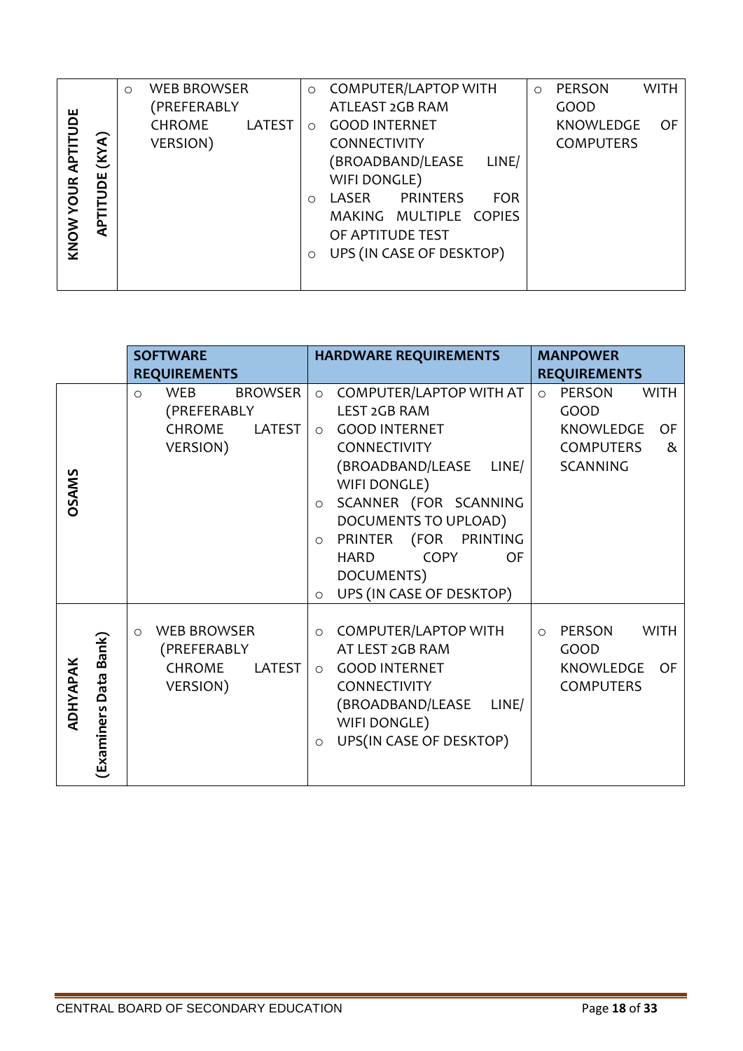| KNOW YOUR APTITUDE APTITUDE (KYA) | ○ WEB BROWSER (PREFERABLY CHROME LATEST VERSION) | ○ COMPUTER/LAPTOP WITH ATLEAST 2GB RAM<br>○ GOOD INTERNET CONNECTIVITY (BROADBAND/LEASE LINE/ WIFI DONGLE)<br>○ LASER PRINTERS FOR MAKING MULTIPLE COPIES OF APTITUDE TEST<br>○ UPS (IN CASE OF DESKTOP) | ○ PERSON WITH GOOD KNOWLEDGE OF COMPUTERS |
|---|---|---|---|

| | **SOFTWARE REQUIREMENTS** | **HARDWARE REQUIREMENTS** | **MANPOWER REQUIREMENTS** |
|---|---|---|---|
| **OSAMS** | ○ WEB BROWSER (PREFERABLY CHROME LATEST VERSION) | ○ COMPUTER/LAPTOP WITH AT LEST 2GB RAM<br>○ GOOD INTERNET CONNECTIVITY (BROADBAND/LEASE LINE/ WIFI DONGLE)<br>○ SCANNER (FOR SCANNING DOCUMENTS TO UPLOAD)<br>○ PRINTER (FOR PRINTING HARD COPY OF DOCUMENTS)<br>○ UPS (IN CASE OF DESKTOP) | ○ PERSON WITH GOOD KNOWLEDGE OF COMPUTERS & SCANNING |
| **ADHYAPAK (Examiners Data Bank)** | ○ WEB BROWSER (PREFERABLY CHROME LATEST VERSION) | ○ COMPUTER/LAPTOP WITH AT LEST 2GB RAM<br>○ GOOD INTERNET CONNECTIVITY (BROADBAND/LEASE LINE/ WIFI DONGLE)<br>○ UPS(IN CASE OF DESKTOP) | ○ PERSON WITH GOOD KNOWLEDGE OF COMPUTERS |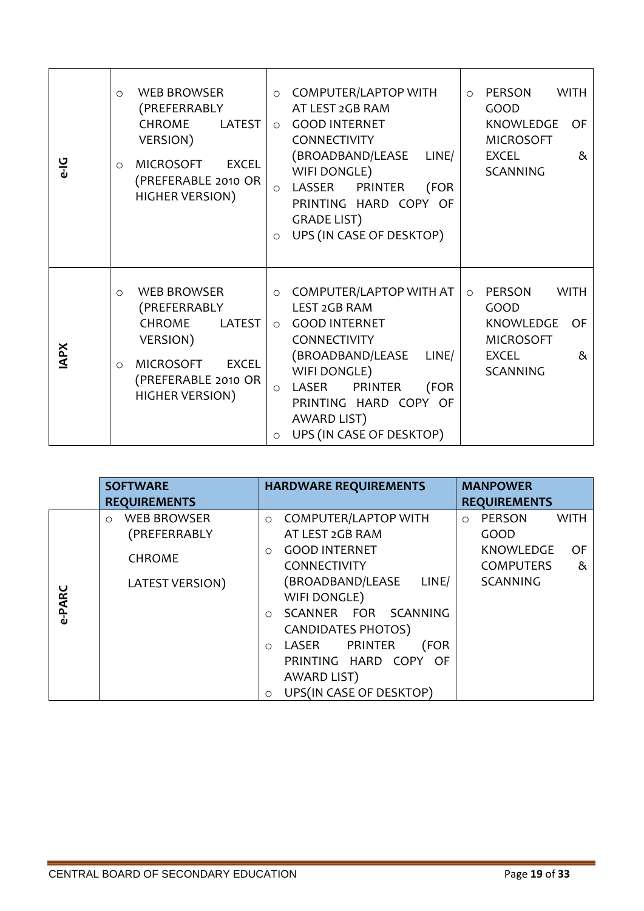| | | | |
|---|---|---|---|
| e-IG | ○ WEB BROWSER (PREFERRABLY CHROME LATEST VERSION)<br>○ MICROSOFT EXCEL (PREFERABLE 2010 OR HIGHER VERSION) | ○ COMPUTER/LAPTOP WITH AT LEST 2GB RAM<br>○ GOOD INTERNET CONNECTIVITY (BROADBAND/LEASE LINE/ WIFI DONGLE)<br>○ LASSER PRINTER (FOR PRINTING HARD COPY OF GRADE LIST)<br>○ UPS (IN CASE OF DESKTOP) | ○ PERSON WITH GOOD KNOWLEDGE OF MICROSOFT EXCEL & SCANNING |
| IAPX | ○ WEB BROWSER (PREFERRABLY CHROME LATEST VERSION)<br>○ MICROSOFT EXCEL (PREFERABLE 2010 OR HIGHER VERSION) | ○ COMPUTER/LAPTOP WITH AT LEST 2GB RAM<br>○ GOOD INTERNET CONNECTIVITY (BROADBAND/LEASE LINE/ WIFI DONGLE)<br>○ LASER PRINTER (FOR PRINTING HARD COPY OF AWARD LIST)<br>○ UPS (IN CASE OF DESKTOP) | ○ PERSON WITH GOOD KNOWLEDGE OF MICROSOFT EXCEL & SCANNING |

| | **SOFTWARE REQUIREMENTS** | **HARDWARE REQUIREMENTS** | **MANPOWER REQUIREMENTS** |
|---|---|---|---|
| e-PARC | ○ WEB BROWSER (PREFERRABLY CHROME LATEST VERSION) | ○ COMPUTER/LAPTOP WITH AT LEST 2GB RAM<br>○ GOOD INTERNET CONNECTIVITY (BROADBAND/LEASE LINE/ WIFI DONGLE)<br>○ SCANNER FOR SCANNING CANDIDATES PHOTOS)<br>○ LASER PRINTER (FOR PRINTING HARD COPY OF AWARD LIST)<br>○ UPS(IN CASE OF DESKTOP) | ○ PERSON WITH GOOD KNOWLEDGE OF COMPUTERS & SCANNING |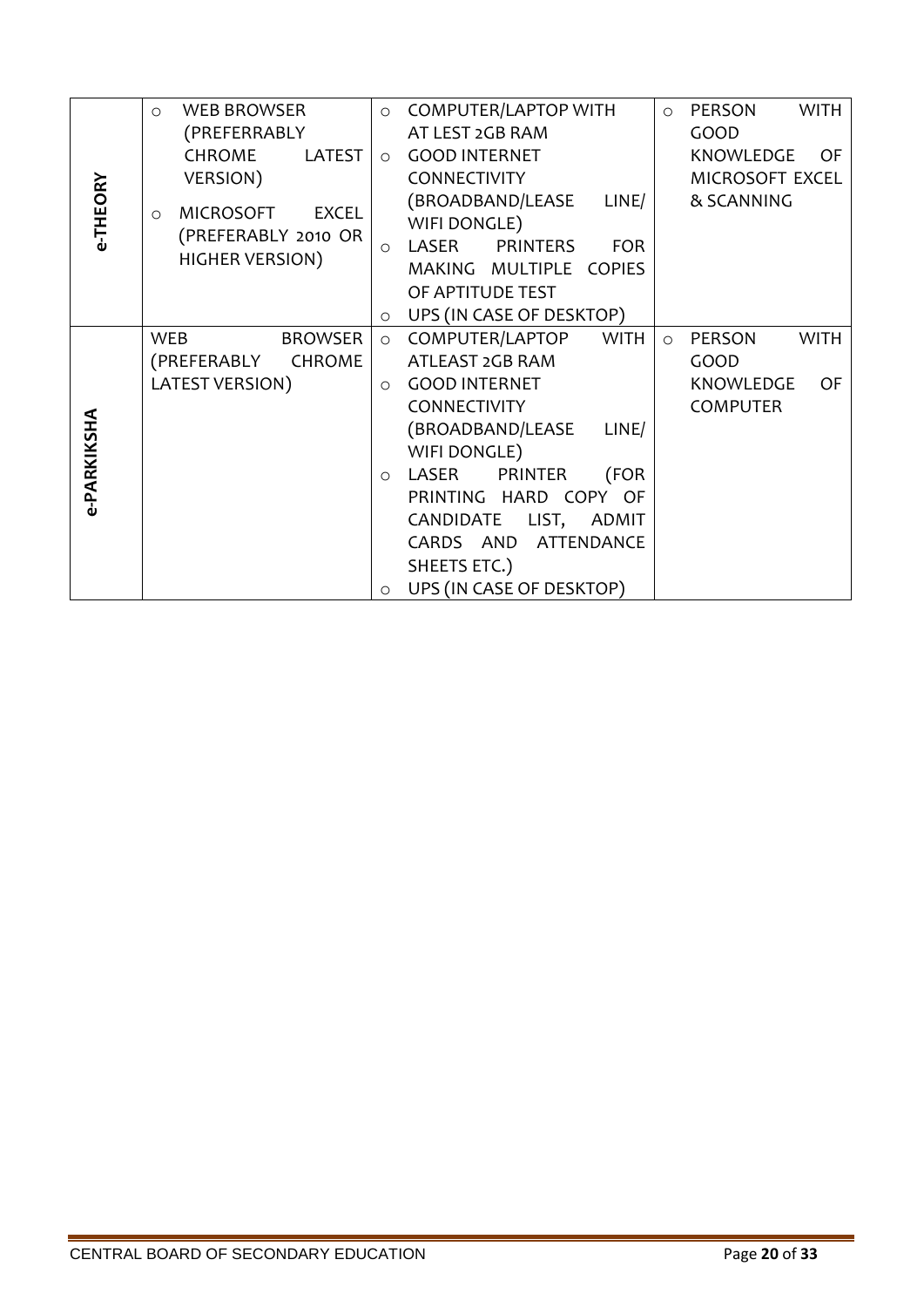| | | | |
|---|---|---|---|
| e-THEORY | ○ WEB BROWSER (PREFERRABLY CHROME LATEST VERSION)<br>○ MICROSOFT EXCEL (PREFERABLY 2010 OR HIGHER VERSION) | ○ COMPUTER/LAPTOP WITH AT LEST 2GB RAM<br>○ GOOD INTERNET CONNECTIVITY (BROADBAND/LEASE LINE/ WIFI DONGLE)<br>○ LASER PRINTERS FOR MAKING MULTIPLE COPIES OF APTITUDE TEST<br>○ UPS (IN CASE OF DESKTOP) | ○ PERSON WITH GOOD KNOWLEDGE OF MICROSOFT EXCEL & SCANNING |
| e-PARKIKSHA | WEB BROWSER (PREFERABLY CHROME LATEST VERSION) | ○ COMPUTER/LAPTOP WITH ATLEAST 2GB RAM<br>○ GOOD INTERNET CONNECTIVITY (BROADBAND/LEASE LINE/ WIFI DONGLE)<br>○ LASER PRINTER (FOR PRINTING HARD COPY OF CANDIDATE LIST, ADMIT CARDS AND ATTENDANCE SHEETS ETC.)<br>○ UPS (IN CASE OF DESKTOP) | ○ PERSON WITH GOOD KNOWLEDGE OF COMPUTER |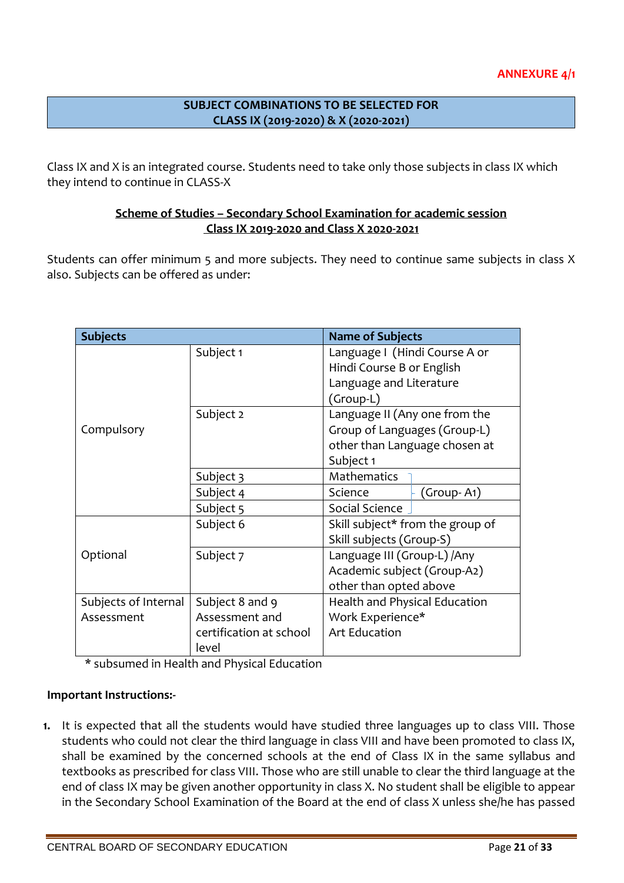**ANNEXURE 4/1**

## SUBJECT COMBINATIONS TO BE SELECTED FOR CLASS IX (2019-2020) & X (2020-2021)

Class IX and X is an integrated course. Students need to take only those subjects in class IX which they intend to continue in CLASS-X

### Scheme of Studies – Secondary School Examination for academic session Class IX 2019-2020 and Class X 2020-2021

Students can offer minimum 5 and more subjects. They need to continue same subjects in class X also. Subjects can be offered as under:

| Subjects | | Name of Subjects |
|---|---|---|
| Compulsory | Subject 1 | Language I (Hindi Course A or Hindi Course B or English Language and Literature (Group-L) |
| | Subject 2 | Language II (Any one from the Group of Languages (Group-L) other than Language chosen at Subject 1 |
| | Subject 3 | Mathematics (Group- A1) |
| | Subject 4 | Science (Group- A1) |
| | Subject 5 | Social Science (Group- A1) |
| Optional | Subject 6 | Skill subject* from the group of Skill subjects (Group-S) |
| | Subject 7 | Language III (Group-L) /Any Academic subject (Group-A2) other than opted above |
| Subjects of Internal Assessment | Subject 8 and 9 Assessment and certification at school level | Health and Physical Education<br>Work Experience*<br>Art Education |

\* subsumed in Health and Physical Education

**Important Instructions:-**

1. It is expected that all the students would have studied three languages up to class VIII. Those students who could not clear the third language in class VIII and have been promoted to class IX, shall be examined by the concerned schools at the end of Class IX in the same syllabus and textbooks as prescribed for class VIII. Those who are still unable to clear the third language at the end of class IX may be given another opportunity in class X. No student shall be eligible to appear in the Secondary School Examination of the Board at the end of class X unless she/he has passed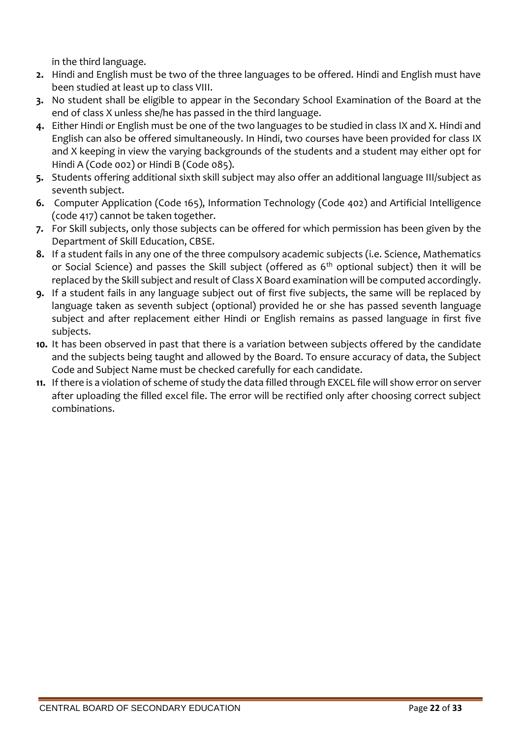in the third language.

2. Hindi and English must be two of the three languages to be offered. Hindi and English must have been studied at least up to class VIII.
3. No student shall be eligible to appear in the Secondary School Examination of the Board at the end of class X unless she/he has passed in the third language.
4. Either Hindi or English must be one of the two languages to be studied in class IX and X. Hindi and English can also be offered simultaneously. In Hindi, two courses have been provided for class IX and X keeping in view the varying backgrounds of the students and a student may either opt for Hindi A (Code 002) or Hindi B (Code 085).
5. Students offering additional sixth skill subject may also offer an additional language III/subject as seventh subject.
6. Computer Application (Code 165), Information Technology (Code 402) and Artificial Intelligence (code 417) cannot be taken together.
7. For Skill subjects, only those subjects can be offered for which permission has been given by the Department of Skill Education, CBSE.
8. If a student fails in any one of the three compulsory academic subjects (i.e. Science, Mathematics or Social Science) and passes the Skill subject (offered as 6th optional subject) then it will be replaced by the Skill subject and result of Class X Board examination will be computed accordingly.
9. If a student fails in any language subject out of first five subjects, the same will be replaced by language taken as seventh subject (optional) provided he or she has passed seventh language subject and after replacement either Hindi or English remains as passed language in first five subjects.
10. It has been observed in past that there is a variation between subjects offered by the candidate and the subjects being taught and allowed by the Board. To ensure accuracy of data, the Subject Code and Subject Name must be checked carefully for each candidate.
11. If there is a violation of scheme of study the data filled through EXCEL file will show error on server after uploading the filled excel file. The error will be rectified only after choosing correct subject combinations.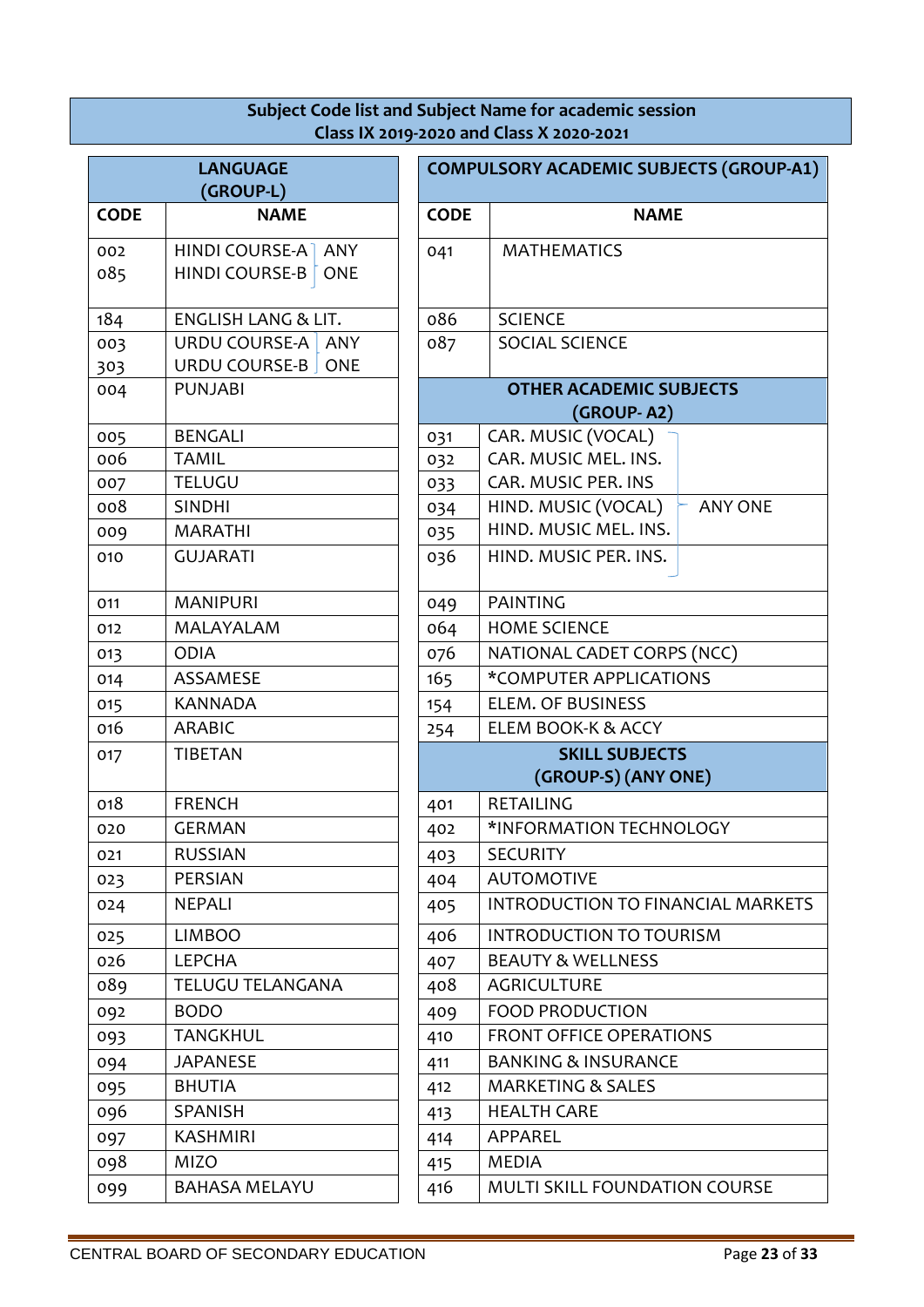## Subject Code list and Subject Name for academic session Class IX 2019-2020 and Class X 2020-2021

| LANGUAGE (GROUP-L) | |
|---|---|
| **CODE** | **NAME** |
| 002<br>085 | HINDI COURSE-A ⎫ ANY<br>HINDI COURSE-B ⎭ ONE |
| 184 | ENGLISH LANG & LIT. |
| 003<br>303 | URDU COURSE-A ⎫ ANY<br>URDU COURSE-B ⎭ ONE |
| 004 | PUNJABI |
| 005 | BENGALI |
| 006 | TAMIL |
| 007 | TELUGU |
| 008 | SINDHI |
| 009 | MARATHI |
| 010 | GUJARATI |
| 011 | MANIPURI |
| 012 | MALAYALAM |
| 013 | ODIA |
| 014 | ASSAMESE |
| 015 | KANNADA |
| 016 | ARABIC |
| 017 | TIBETAN |
| 018 | FRENCH |
| 020 | GERMAN |
| 021 | RUSSIAN |
| 023 | PERSIAN |
| 024 | NEPALI |
| 025 | LIMBOO |
| 026 | LEPCHA |
| 089 | TELUGU TELANGANA |
| 092 | BODO |
| 093 | TANGKHUL |
| 094 | JAPANESE |
| 095 | BHUTIA |
| 096 | SPANISH |
| 097 | KASHMIRI |
| 098 | MIZO |
| 099 | BAHASA MELAYU |

| COMPULSORY ACADEMIC SUBJECTS (GROUP-A1) | |
|---|---|
| **CODE** | **NAME** |
| 041 | MATHEMATICS |
| 086 | SCIENCE |
| 087 | SOCIAL SCIENCE |
| **OTHER ACADEMIC SUBJECTS (GROUP- A2)** | |
| 031 | CAR. MUSIC (VOCAL) ⎫ |
| 032 | CAR. MUSIC MEL. INS. ⎪ |
| 033 | CAR. MUSIC PER. INS ⎪ |
| 034 | HIND. MUSIC (VOCAL) ⎬ ANY ONE |
| 035 | HIND. MUSIC MEL. INS. ⎪ |
| 036 | HIND. MUSIC PER. INS. ⎭ |
| 049 | PAINTING |
| 064 | HOME SCIENCE |
| 076 | NATIONAL CADET CORPS (NCC) |
| 165 | *COMPUTER APPLICATIONS |
| 154 | ELEM. OF BUSINESS |
| 254 | ELEM BOOK-K & ACCY |
| **SKILL SUBJECTS (GROUP-S) (ANY ONE)** | |
| 401 | RETAILING |
| 402 | *INFORMATION TECHNOLOGY |
| 403 | SECURITY |
| 404 | AUTOMOTIVE |
| 405 | INTRODUCTION TO FINANCIAL MARKETS |
| 406 | INTRODUCTION TO TOURISM |
| 407 | BEAUTY & WELLNESS |
| 408 | AGRICULTURE |
| 409 | FOOD PRODUCTION |
| 410 | FRONT OFFICE OPERATIONS |
| 411 | BANKING & INSURANCE |
| 412 | MARKETING & SALES |
| 413 | HEALTH CARE |
| 414 | APPAREL |
| 415 | MEDIA |
| 416 | MULTI SKILL FOUNDATION COURSE |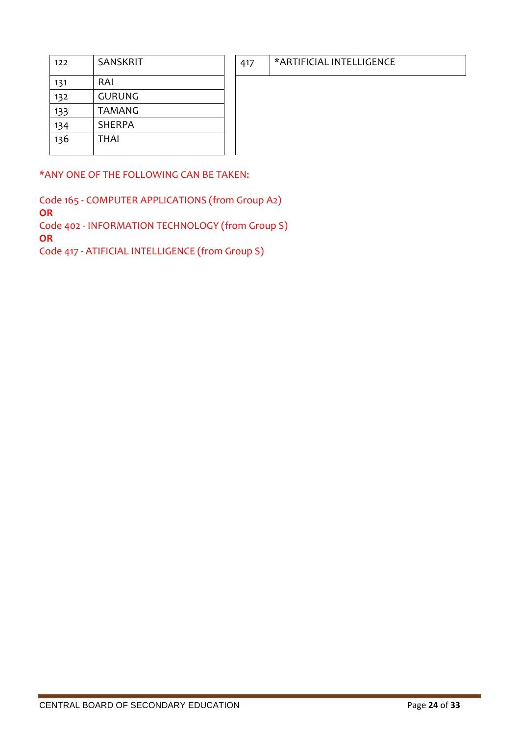| 122 | SANSKRIT |
|---|---|
| 131 | RAI |
| 132 | GURUNG |
| 133 | TAMANG |
| 134 | SHERPA |
| 136 | THAI |

| 417 | *ARTIFICIAL INTELLIGENCE |
|---|---|

*ANY ONE OF THE FOLLOWING CAN BE TAKEN:

Code 165 - COMPUTER APPLICATIONS (from Group A2)
**OR**
Code 402 - INFORMATION TECHNOLOGY (from Group S)
**OR**
Code 417 - ATIFICIAL INTELLIGENCE (from Group S)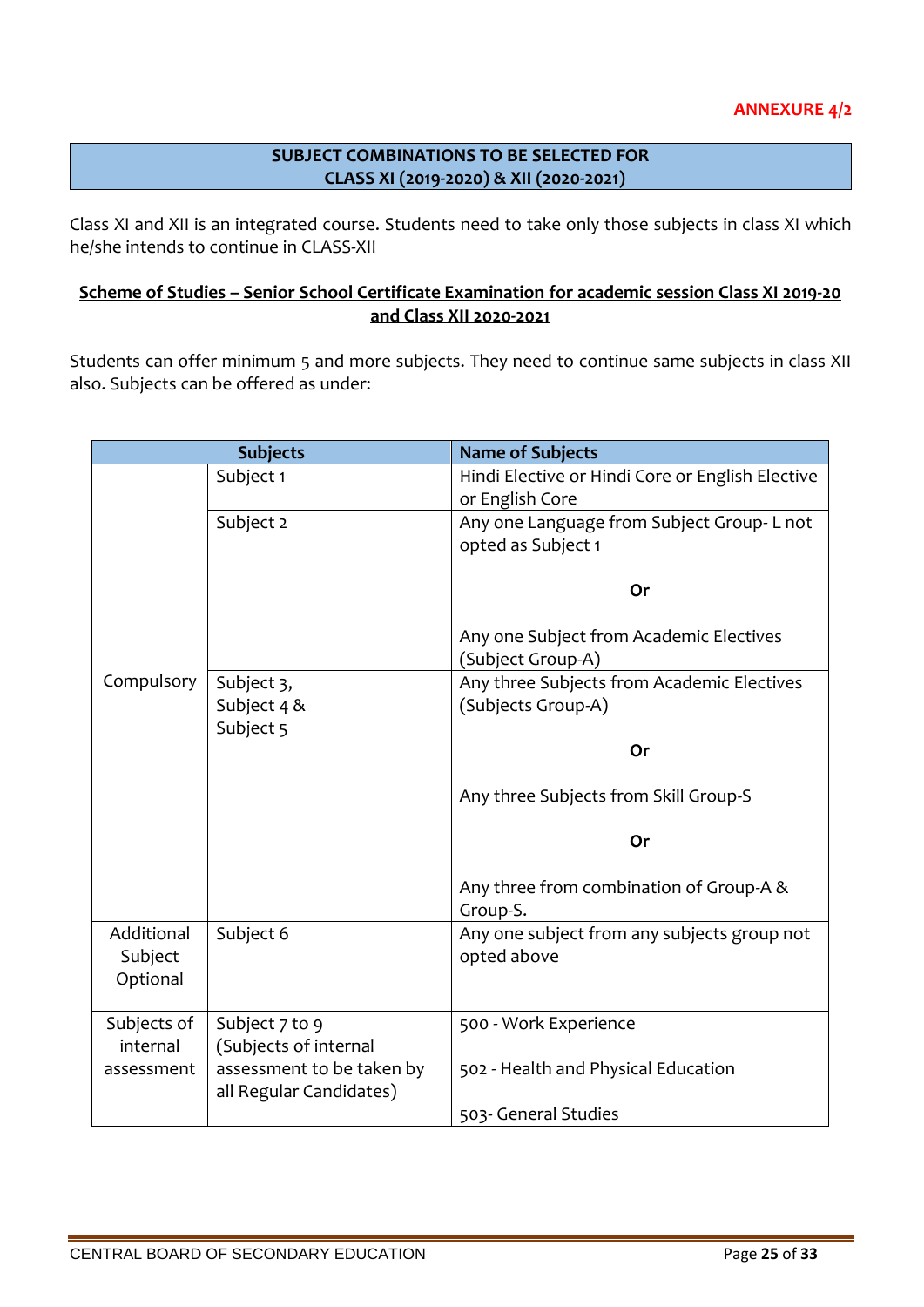**ANNEXURE 4/2**

## SUBJECT COMBINATIONS TO BE SELECTED FOR CLASS XI (2019-2020) & XII (2020-2021)

Class XI and XII is an integrated course. Students need to take only those subjects in class XI which he/she intends to continue in CLASS-XII

### Scheme of Studies – Senior School Certificate Examination for academic session Class XI 2019-20 and Class XII 2020-2021

Students can offer minimum 5 and more subjects. They need to continue same subjects in class XII also. Subjects can be offered as under:

| Subjects | | Name of Subjects |
|---|---|---|
| Compulsory | Subject 1 | Hindi Elective or Hindi Core or English Elective or English Core |
| | Subject 2 | Any one Language from Subject Group- L not opted as Subject 1<br>**Or**<br>Any one Subject from Academic Electives (Subject Group-A) |
| | Subject 3, Subject 4 & Subject 5 | Any three Subjects from Academic Electives (Subjects Group-A)<br>**Or**<br>Any three Subjects from Skill Group-S<br>**Or**<br>Any three from combination of Group-A & Group-S. |
| Additional Subject Optional | Subject 6 | Any one subject from any subjects group not opted above |
| Subjects of internal assessment | Subject 7 to 9 (Subjects of internal assessment to be taken by all Regular Candidates) | 500 - Work Experience<br>502 - Health and Physical Education<br>503- General Studies |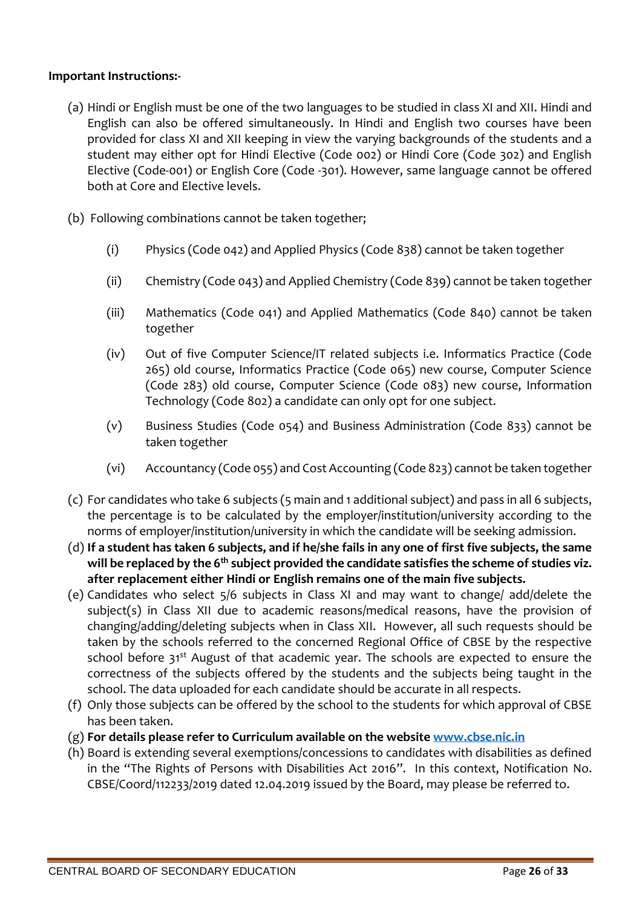**Important Instructions:-**

(a) Hindi or English must be one of the two languages to be studied in class XI and XII. Hindi and English can also be offered simultaneously. In Hindi and English two courses have been provided for class XI and XII keeping in view the varying backgrounds of the students and a student may either opt for Hindi Elective (Code 002) or Hindi Core (Code 302) and English Elective (Code-001) or English Core (Code -301). However, same language cannot be offered both at Core and Elective levels.

(b) Following combinations cannot be taken together;

(i) Physics (Code 042) and Applied Physics (Code 838) cannot be taken together

(ii) Chemistry (Code 043) and Applied Chemistry (Code 839) cannot be taken together

(iii) Mathematics (Code 041) and Applied Mathematics (Code 840) cannot be taken together

(iv) Out of five Computer Science/IT related subjects i.e. Informatics Practice (Code 265) old course, Informatics Practice (Code 065) new course, Computer Science (Code 283) old course, Computer Science (Code 083) new course, Information Technology (Code 802) a candidate can only opt for one subject.

(v) Business Studies (Code 054) and Business Administration (Code 833) cannot be taken together

(vi) Accountancy (Code 055) and Cost Accounting (Code 823) cannot be taken together

(c) For candidates who take 6 subjects (5 main and 1 additional subject) and pass in all 6 subjects, the percentage is to be calculated by the employer/institution/university according to the norms of employer/institution/university in which the candidate will be seeking admission.

(d) **If a student has taken 6 subjects, and if he/she fails in any one of first five subjects, the same will be replaced by the 6th subject provided the candidate satisfies the scheme of studies viz. after replacement either Hindi or English remains one of the main five subjects.**

(e) Candidates who select 5/6 subjects in Class XI and may want to change/ add/delete the subject(s) in Class XII due to academic reasons/medical reasons, have the provision of changing/adding/deleting subjects when in Class XII. However, all such requests should be taken by the schools referred to the concerned Regional Office of CBSE by the respective school before 31st August of that academic year. The schools are expected to ensure the correctness of the subjects offered by the students and the subjects being taught in the school. The data uploaded for each candidate should be accurate in all respects.

(f) Only those subjects can be offered by the school to the students for which approval of CBSE has been taken.

(g) **For details please refer to Curriculum available on the website [www.cbse.nic.in](http://www.cbse.nic.in)**

(h) Board is extending several exemptions/concessions to candidates with disabilities as defined in the "The Rights of Persons with Disabilities Act 2016". In this context, Notification No. CBSE/Coord/112233/2019 dated 12.04.2019 issued by the Board, may please be referred to.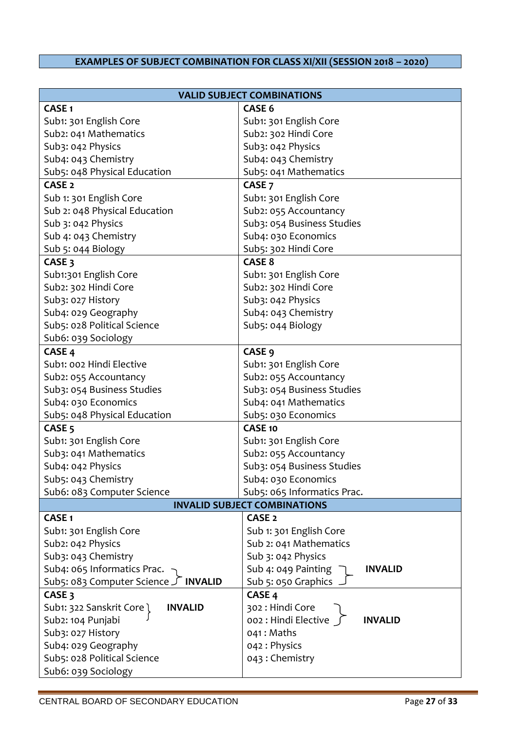## EXAMPLES OF SUBJECT COMBINATION FOR CLASS XI/XII (SESSION 2018 – 2020)

### VALID SUBJECT COMBINATIONS

| CASE 1 | CASE 6 |
|---|---|
| Sub1: 301 English Core<br>Sub2: 041 Mathematics<br>Sub3: 042 Physics<br>Sub4: 043 Chemistry<br>Sub5: 048 Physical Education | Sub1: 301 English Core<br>Sub2: 302 Hindi Core<br>Sub3: 042 Physics<br>Sub4: 043 Chemistry<br>Sub5: 041 Mathematics |
| **CASE 2** | **CASE 7** |
| Sub 1: 301 English Core<br>Sub 2: 048 Physical Education<br>Sub 3: 042 Physics<br>Sub 4: 043 Chemistry<br>Sub 5: 044 Biology | Sub1: 301 English Core<br>Sub2: 055 Accountancy<br>Sub3: 054 Business Studies<br>Sub4: 030 Economics<br>Sub5: 302 Hindi Core |
| **CASE 3** | **CASE 8** |
| Sub1:301 English Core<br>Sub2: 302 Hindi Core<br>Sub3: 027 History<br>Sub4: 029 Geography<br>Sub5: 028 Political Science<br>Sub6: 039 Sociology | Sub1: 301 English Core<br>Sub2: 302 Hindi Core<br>Sub3: 042 Physics<br>Sub4: 043 Chemistry<br>Sub5: 044 Biology |
| **CASE 4** | **CASE 9** |
| Sub1: 002 Hindi Elective<br>Sub2: 055 Accountancy<br>Sub3: 054 Business Studies<br>Sub4: 030 Economics<br>Sub5: 048 Physical Education | Sub1: 301 English Core<br>Sub2: 055 Accountancy<br>Sub3: 054 Business Studies<br>Sub4: 041 Mathematics<br>Sub5: 030 Economics |
| **CASE 5** | **CASE 10** |
| Sub1: 301 English Core<br>Sub3: 041 Mathematics<br>Sub4: 042 Physics<br>Sub5: 043 Chemistry<br>Sub6: 083 Computer Science | Sub1: 301 English Core<br>Sub2: 055 Accountancy<br>Sub3: 054 Business Studies<br>Sub4: 030 Economics<br>Sub5: 065 Informatics Prac. |

### INVALID SUBJECT COMBINATIONS

| CASE 1 | CASE 2 |
|---|---|
| Sub1: 301 English Core<br>Sub2: 042 Physics<br>Sub3: 043 Chemistry<br>Sub4: 065 Informatics Prac. }<br>Sub5: 083 Computer Science } **INVALID** | Sub 1: 301 English Core<br>Sub 2: 041 Mathematics<br>Sub 3: 042 Physics<br>Sub 4: 049 Painting }<br>Sub 5: 050 Graphics } **INVALID** |
| **CASE 3** | **CASE 4** |
| Sub1: 322 Sanskrit Core }<br>Sub2: 104 Punjabi } **INVALID**<br>Sub3: 027 History<br>Sub4: 029 Geography<br>Sub5: 028 Political Science<br>Sub6: 039 Sociology | 302 : Hindi Core }<br>002 : Hindi Elective } **INVALID**<br>041 : Maths<br>042 : Physics<br>043 : Chemistry |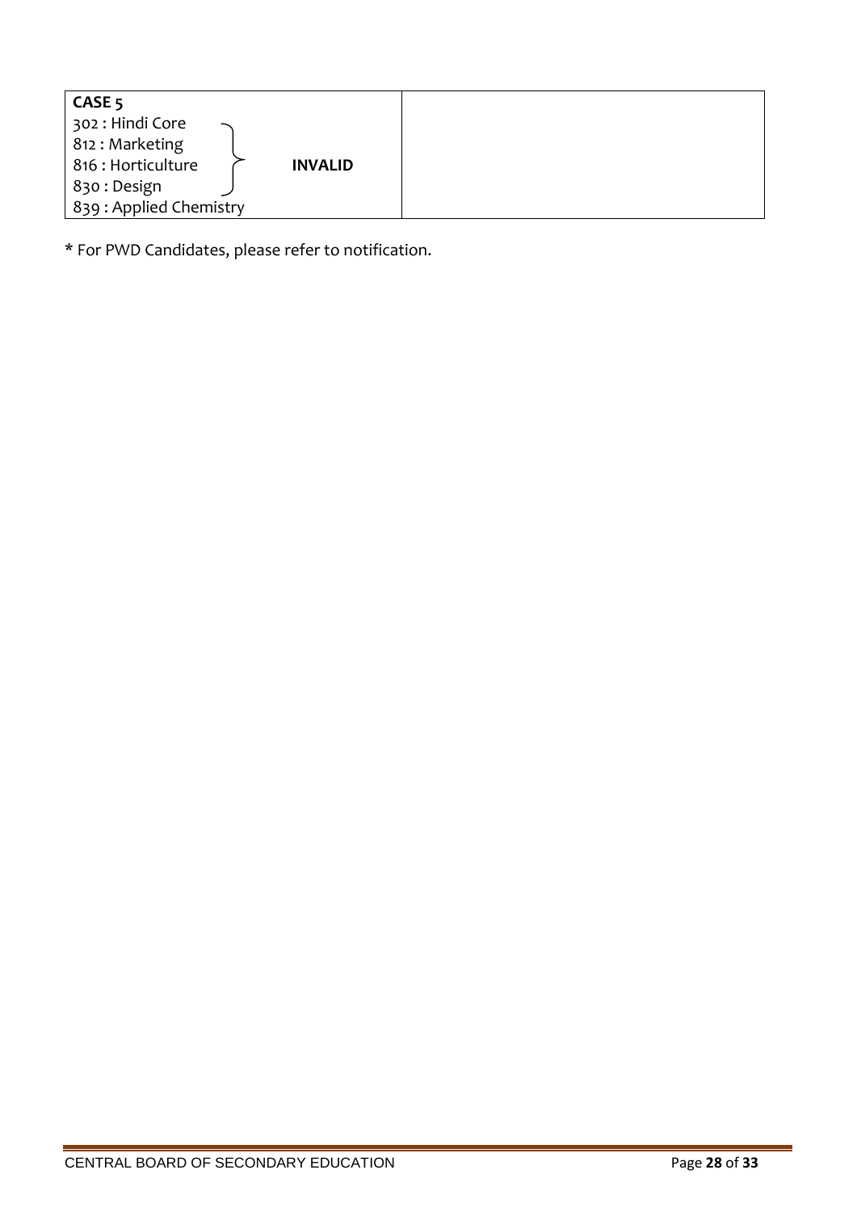| CASE 5<br>302 : Hindi Core<br>812 : Marketing<br>816 : Horticulture &nbsp;&nbsp;&nbsp;&nbsp; **INVALID**<br>830 : Design<br>839 : Applied Chemistry | |
|---|---|

* For PWD Candidates, please refer to notification.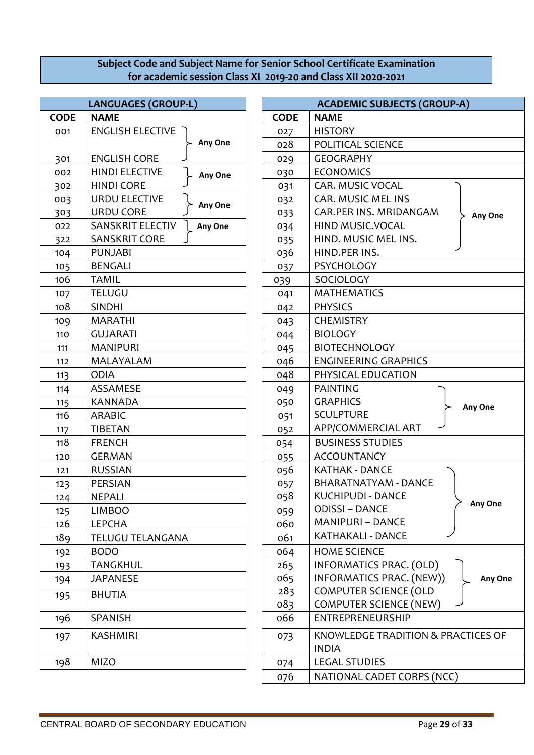**Subject Code and Subject Name for Senior School Certificate Examination for academic session Class XI 2019-20 and Class XII 2020-2021**

| LANGUAGES (GROUP-L) | | |
|---|---|---|
| CODE | NAME | |
| 001 | ENGLISH ELECTIVE | Any One |
| 301 | ENGLISH CORE | |
| 002 | HINDI ELECTIVE | Any One |
| 302 | HINDI CORE | |
| 003 | URDU ELECTIVE | Any One |
| 303 | URDU CORE | |
| 022 | SANSKRIT ELECTIV | Any One |
| 322 | SANSKRIT CORE | |
| 104 | PUNJABI | |
| 105 | BENGALI | |
| 106 | TAMIL | |
| 107 | TELUGU | |
| 108 | SINDHI | |
| 109 | MARATHI | |
| 110 | GUJARATI | |
| 111 | MANIPURI | |
| 112 | MALAYALAM | |
| 113 | ODIA | |
| 114 | ASSAMESE | |
| 115 | KANNADA | |
| 116 | ARABIC | |
| 117 | TIBETAN | |
| 118 | FRENCH | |
| 120 | GERMAN | |
| 121 | RUSSIAN | |
| 123 | PERSIAN | |
| 124 | NEPALI | |
| 125 | LIMBOO | |
| 126 | LEPCHA | |
| 189 | TELUGU TELANGANA | |
| 192 | BODO | |
| 193 | TANGKHUL | |
| 194 | JAPANESE | |
| 195 | BHUTIA | |
| 196 | SPANISH | |
| 197 | KASHMIRI | |
| 198 | MIZO | |

| ACADEMIC SUBJECTS (GROUP-A) | | |
|---|---|---|
| CODE | NAME | |
| 027 | HISTORY | |
| 028 | POLITICAL SCIENCE | |
| 029 | GEOGRAPHY | |
| 030 | ECONOMICS | |
| 031 | CAR. MUSIC VOCAL | Any One |
| 032 | CAR. MUSIC MEL INS | |
| 033 | CAR.PER INS. MRIDANGAM | |
| 034 | HIND MUSIC.VOCAL | |
| 035 | HIND. MUSIC MEL INS. | |
| 036 | HIND.PER INS. | |
| 037 | PSYCHOLOGY | |
| 039 | SOCIOLOGY | |
| 041 | MATHEMATICS | |
| 042 | PHYSICS | |
| 043 | CHEMISTRY | |
| 044 | BIOLOGY | |
| 045 | BIOTECHNOLOGY | |
| 046 | ENGINEERING GRAPHICS | |
| 048 | PHYSICAL EDUCATION | |
| 049 | PAINTING | Any One |
| 050 | GRAPHICS | |
| 051 | SCULPTURE | |
| 052 | APP/COMMERCIAL ART | |
| 054 | BUSINESS STUDIES | |
| 055 | ACCOUNTANCY | |
| 056 | KATHAK - DANCE | Any One |
| 057 | BHARATNATYAM - DANCE | |
| 058 | KUCHIPUDI - DANCE | |
| 059 | ODISSI – DANCE | |
| 060 | MANIPURI – DANCE | |
| 061 | KATHAKALI - DANCE | |
| 064 | HOME SCIENCE | |
| 265 | INFORMATICS PRAC. (OLD) | Any One |
| 065 | INFORMATICS PRAC. (NEW)) | |
| 283 | COMPUTER SCIENCE (OLD | |
| 083 | COMPUTER SCIENCE (NEW) | |
| 066 | ENTREPRENEURSHIP | |
| 073 | KNOWLEDGE TRADITION & PRACTICES OF INDIA | |
| 074 | LEGAL STUDIES | |
| 076 | NATIONAL CADET CORPS (NCC) | |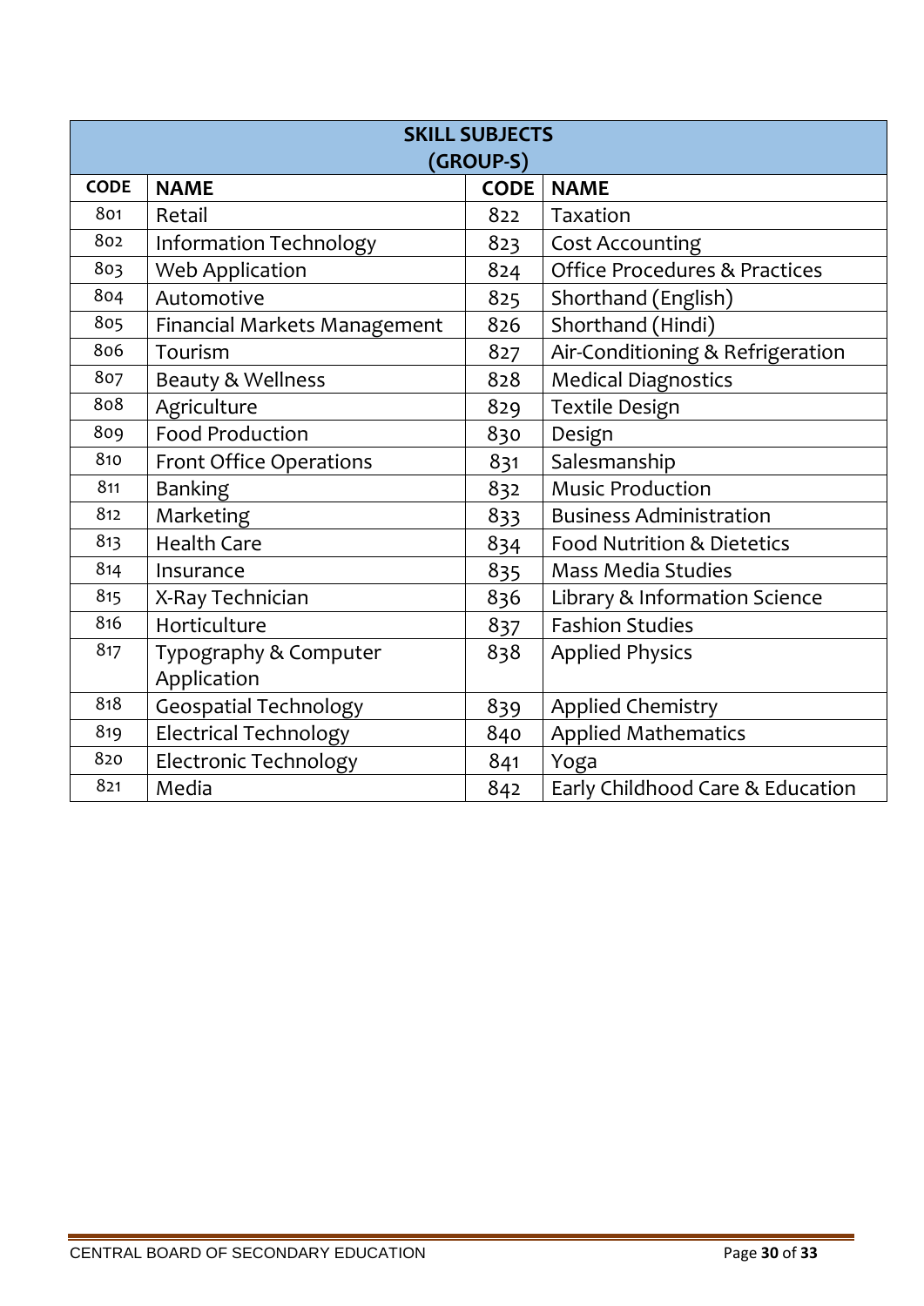| SKILL SUBJECTS (GROUP-S) | | | |
|---|---|---|---|
| **CODE** | **NAME** | **CODE** | **NAME** |
| 801 | Retail | 822 | Taxation |
| 802 | Information Technology | 823 | Cost Accounting |
| 803 | Web Application | 824 | Office Procedures & Practices |
| 804 | Automotive | 825 | Shorthand (English) |
| 805 | Financial Markets Management | 826 | Shorthand (Hindi) |
| 806 | Tourism | 827 | Air-Conditioning & Refrigeration |
| 807 | Beauty & Wellness | 828 | Medical Diagnostics |
| 808 | Agriculture | 829 | Textile Design |
| 809 | Food Production | 830 | Design |
| 810 | Front Office Operations | 831 | Salesmanship |
| 811 | Banking | 832 | Music Production |
| 812 | Marketing | 833 | Business Administration |
| 813 | Health Care | 834 | Food Nutrition & Dietetics |
| 814 | Insurance | 835 | Mass Media Studies |
| 815 | X-Ray Technician | 836 | Library & Information Science |
| 816 | Horticulture | 837 | Fashion Studies |
| 817 | Typography & Computer Application | 838 | Applied Physics |
| 818 | Geospatial Technology | 839 | Applied Chemistry |
| 819 | Electrical Technology | 840 | Applied Mathematics |
| 820 | Electronic Technology | 841 | Yoga |
| 821 | Media | 842 | Early Childhood Care & Education |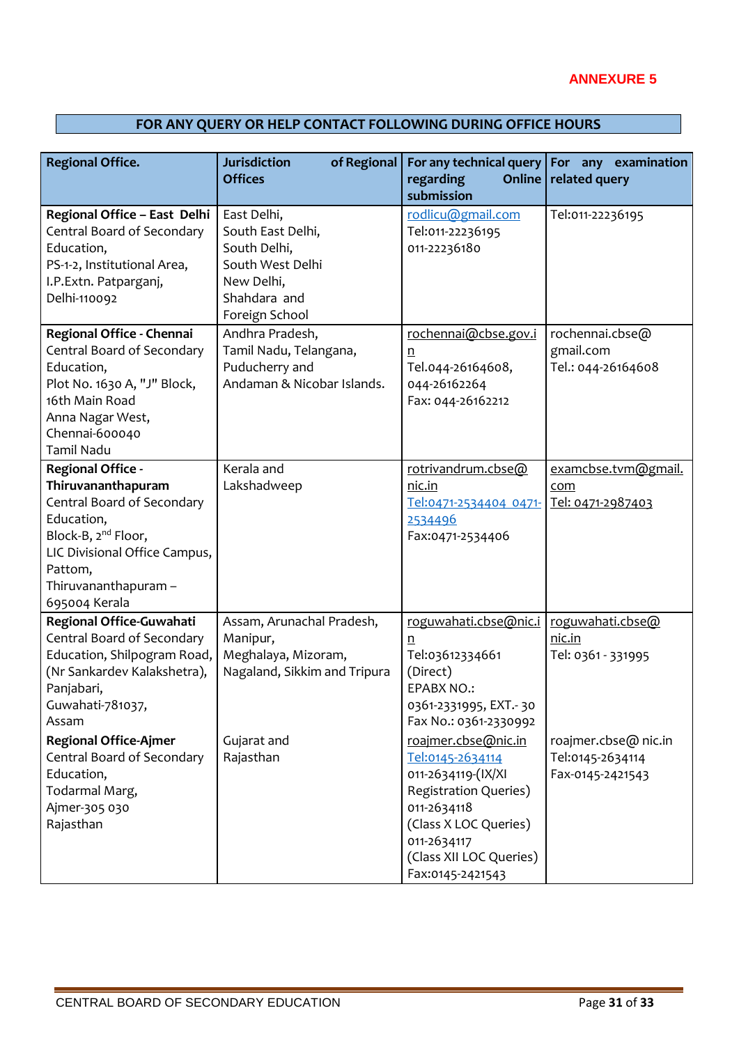ANNEXURE 5

## FOR ANY QUERY OR HELP CONTACT FOLLOWING DURING OFFICE HOURS

| Regional Office. | Jurisdiction of Regional Offices | For any technical query regarding Online submission | For any examination related query |
|---|---|---|---|
| **Regional Office – East Delhi** Central Board of Secondary Education, PS-1-2, Institutional Area, I.P.Extn. Patparganj, Delhi-110092 | East Delhi, South East Delhi, South Delhi, South West Delhi New Delhi, Shahdara and Foreign School | rodlicu@gmail.com Tel:011-22236195 011-22236180 | Tel:011-22236195 |
| **Regional Office - Chennai** Central Board of Secondary Education, Plot No. 1630 A, "J" Block, 16th Main Road Anna Nagar West, Chennai-600040 Tamil Nadu | Andhra Pradesh, Tamil Nadu, Telangana, Puducherry and Andaman & Nicobar Islands. | rochennai@cbse.gov.in Tel.044-26164608, 044-26162264 Fax: 044-26162212 | rochennai.cbse@gmail.com Tel.: 044-26164608 |
| **Regional Office - Thiruvananthapuram** Central Board of Secondary Education, Block-B, 2nd Floor, LIC Divisional Office Campus, Pattom, Thiruvananthapuram – 695004 Kerala | Kerala and Lakshadweep | rotrivandrum.cbse@nic.in Tel:0471-2534404 0471-2534496 Fax:0471-2534406 | examcbse.tvm@gmail.com Tel: 0471-2987403 |
| **Regional Office-Guwahati** Central Board of Secondary Education, Shilpogram Road, (Nr Sankardev Kalakshetra), Panjabari, Guwahati-781037, Assam | Assam, Arunachal Pradesh, Manipur, Meghalaya, Mizoram, Nagaland, Sikkim and Tripura | roguwahati.cbse@nic.in Tel:03612334661 (Direct) EPABX NO.: 0361-2331995, EXT.- 30 Fax No.: 0361-2330992 | roguwahati.cbse@nic.in Tel: 0361 - 331995 |
| **Regional Office-Ajmer** Central Board of Secondary Education, Todarmal Marg, Ajmer-305 030 Rajasthan | Gujarat and Rajasthan | roajmer.cbse@nic.in Tel:0145-2634114 011-2634119-(IX/XI Registration Queries) 011-2634118 (Class X LOC Queries) 011-2634117 (Class XII LOC Queries) Fax:0145-2421543 | roajmer.cbse@ nic.in Tel:0145-2634114 Fax-0145-2421543 |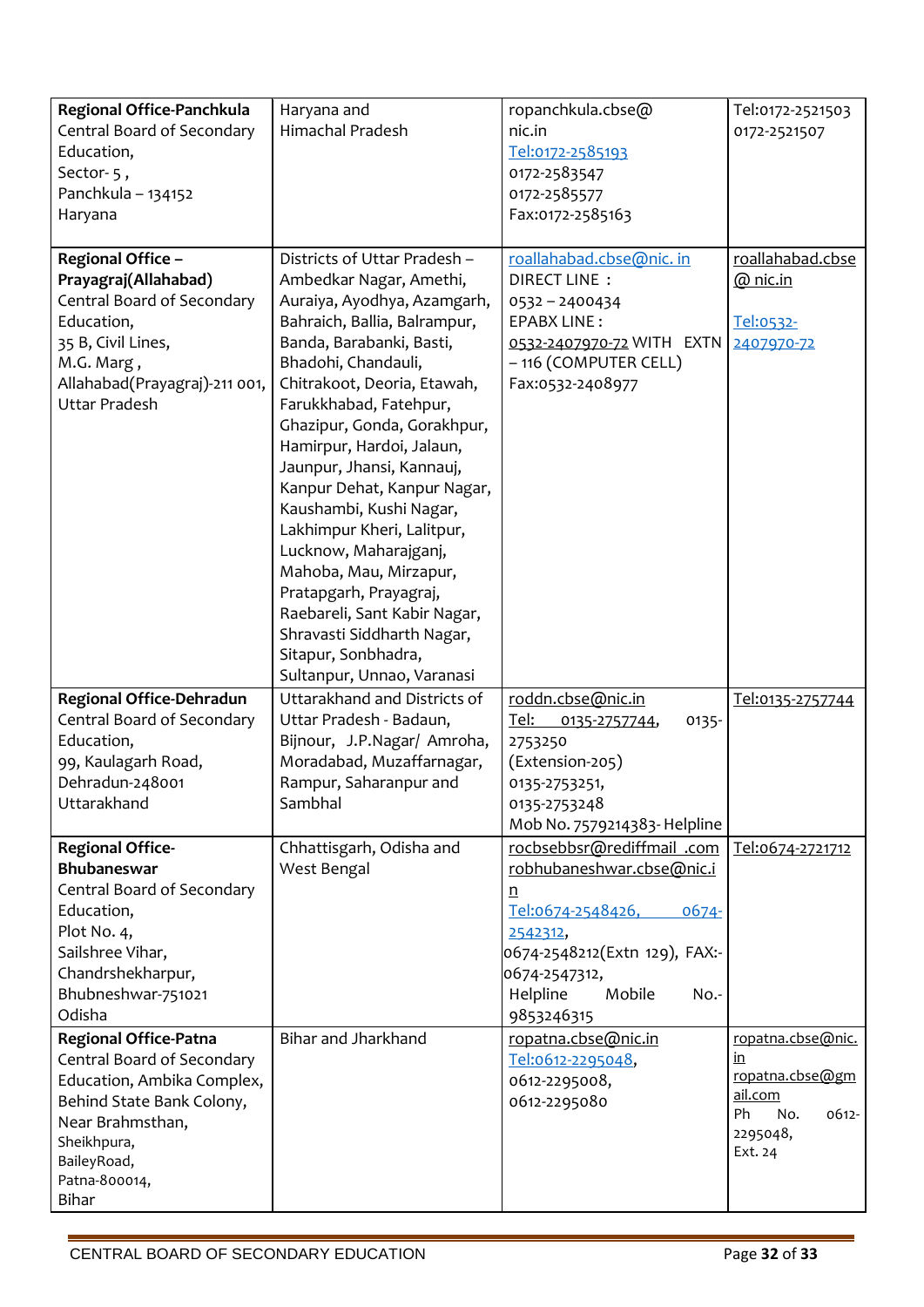| | | | |
|---|---|---|---|
| **Regional Office-Panchkula** Central Board of Secondary Education, Sector- 5 , Panchkula – 134152 Haryana | Haryana and Himachal Pradesh | ropanchkula.cbse@ nic.in Tel:0172-2585193 0172-2583547 0172-2585577 Fax:0172-2585163 | Tel:0172-2521503 0172-2521507 |
| **Regional Office – Prayagraj(Allahabad)** Central Board of Secondary Education, 35 B, Civil Lines, M.G. Marg , Allahabad(Prayagraj)-211 001, Uttar Pradesh | Districts of Uttar Pradesh – Ambedkar Nagar, Amethi, Auraiya, Ayodhya, Azamgarh, Bahraich, Ballia, Balrampur, Banda, Barabanki, Basti, Bhadohi, Chandauli, Chitrakoot, Deoria, Etawah, Farukkhabad, Fatehpur, Ghazipur, Gonda, Gorakhpur, Hamirpur, Hardoi, Jalaun, Jaunpur, Jhansi, Kannauj, Kanpur Dehat, Kanpur Nagar, Kaushambi, Kushi Nagar, Lakhimpur Kheri, Lalitpur, Lucknow, Maharajganj, Mahoba, Mau, Mirzapur, Pratapgarh, Prayagraj, Raebareli, Sant Kabir Nagar, Shravasti Siddharth Nagar, Sitapur, Sonbhadra, Sultanpur, Unnao, Varanasi | roallahabad.cbse@nic. in DIRECT LINE : 0532 – 2400434 EPABX LINE : 0532-2407970-72 WITH EXTN – 116 (COMPUTER CELL) Fax:0532-2408977 | roallahabad.cbse @ nic.in Tel:0532-2407970-72 |
| **Regional Office-Dehradun** Central Board of Secondary Education, 99, Kaulagarh Road, Dehradun-248001 Uttarakhand | Uttarakhand and Districts of Uttar Pradesh - Badaun, Bijnour, J.P.Nagar/ Amroha, Moradabad, Muzaffarnagar, Rampur, Saharanpur and Sambhal | roddn.cbse@nic.in Tel: 0135-2757744, 0135-2753250 (Extension-205) 0135-2753251, 0135-2753248 Mob No. 7579214383- Helpline | Tel:0135-2757744 |
| **Regional Office-Bhubaneswar** Central Board of Secondary Education, Plot No. 4, Sailshree Vihar, Chandrshekharpur, Bhubneshwar-751021 Odisha | Chhattisgarh, Odisha and West Bengal | rocbsebbsr@rediffmail .com robhubaneshwar.cbse@nic.in Tel:0674-2548426, 0674-2542312, 0674-2548212(Extn 129), FAX:-0674-2547312, Helpline Mobile No.-9853246315 | Tel:0674-2721712 |
| **Regional Office-Patna** Central Board of Secondary Education, Ambika Complex, Behind State Bank Colony, Near Brahmsthan, Sheikhpura, BaileyRoad, Patna-800014, Bihar | Bihar and Jharkhand | ropatna.cbse@nic.in Tel:0612-2295048, 0612-2295008, 0612-2295080 | ropatna.cbse@nic.in ropatna.cbse@gmail.com Ph No. 0612-2295048, Ext. 24 |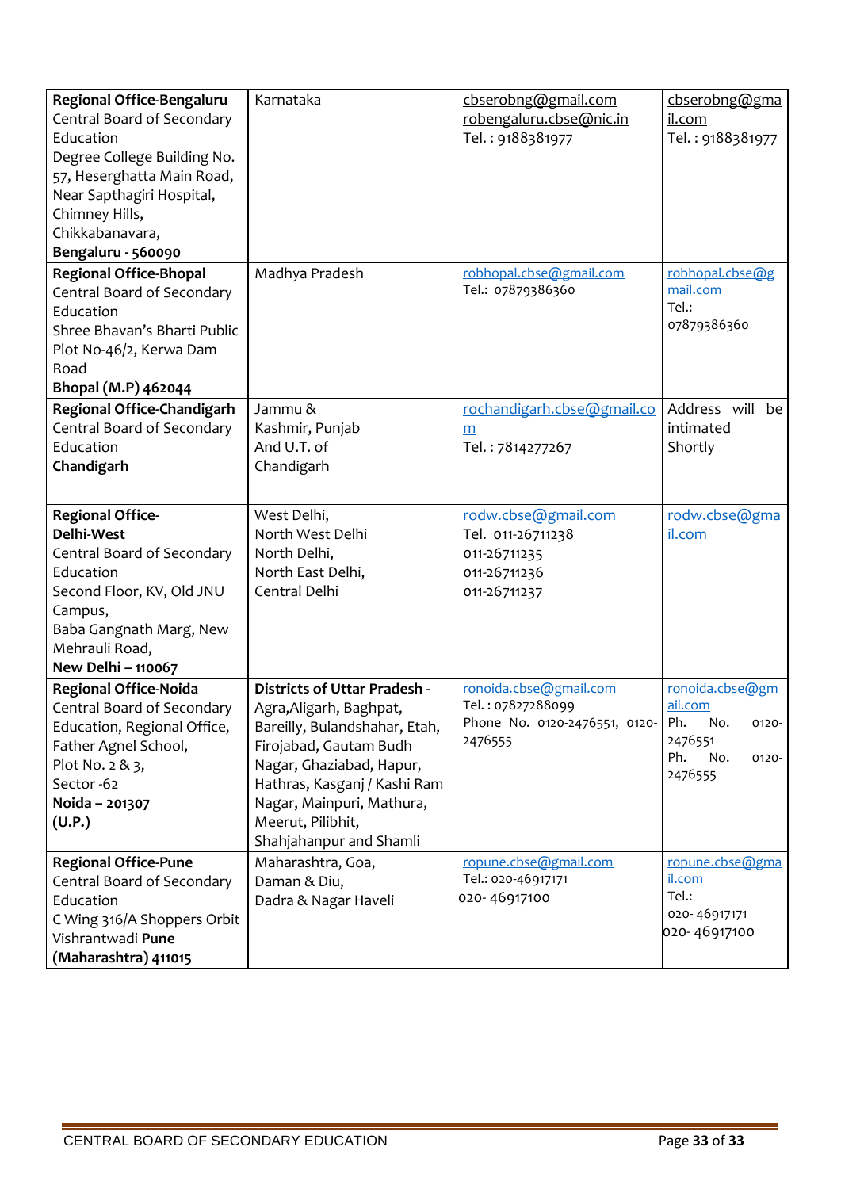| | | | |
|---|---|---|---|
| **Regional Office-Bengaluru** Central Board of Secondary Education Degree College Building No. 57, Heserghatta Main Road, Near Sapthagiri Hospital, Chimney Hills, Chikkabanavara, **Bengaluru - 560090** | Karnataka | cbserobng@gmail.com robengaluru.cbse@nic.in Tel. : 9188381977 | cbserobng@gmail.com Tel. : 9188381977 |
| **Regional Office-Bhopal** Central Board of Secondary Education Shree Bhavan's Bharti Public Plot No-46/2, Kerwa Dam Road **Bhopal (M.P) 462044** | Madhya Pradesh | robhopal.cbse@gmail.com Tel.: 07879386360 | robhopal.cbse@gmail.com Tel.: 07879386360 |
| **Regional Office-Chandigarh** Central Board of Secondary Education **Chandigarh** | Jammu & Kashmir, Punjab And U.T. of Chandigarh | rochandigarh.cbse@gmail.com Tel. : 7814277267 | Address will be intimated Shortly |
| **Regional Office-Delhi-West** Central Board of Secondary Education Second Floor, KV, Old JNU Campus, Baba Gangnath Marg, New Mehrauli Road, **New Delhi – 110067** | West Delhi, North West Delhi North Delhi, North East Delhi, Central Delhi | rodw.cbse@gmail.com Tel. 011-26711238 011-26711235 011-26711236 011-26711237 | rodw.cbse@gmail.com |
| **Regional Office-Noida** Central Board of Secondary Education, Regional Office, Father Agnel School, Plot No. 2 & 3, Sector -62 **Noida – 201307 (U.P.)** | **Districts of Uttar Pradesh -** Agra,Aligarh, Baghpat, Bareilly, Bulandshahar, Etah, Firojabad, Gautam Budh Nagar, Ghaziabad, Hapur, Hathras, Kasganj / Kashi Ram Nagar, Mainpuri, Mathura, Meerut, Pilibhit, Shahjahanpur and Shamli | ronoida.cbse@gmail.com Tel. : 07827288099 Phone No. 0120-2476551, 0120-2476555 | ronoida.cbse@gmail.com Ph. No. 0120-2476551 Ph. No. 0120-2476555 |
| **Regional Office-Pune** Central Board of Secondary Education C Wing 316/A Shoppers Orbit Vishrantwadi **Pune (Maharashtra) 411015** | Maharashtra, Goa, Daman & Diu, Dadra & Nagar Haveli | ropune.cbse@gmail.com Tel.: 020-46917171 020- 46917100 | ropune.cbse@gmail.com Tel.: 020- 46917171 020- 46917100 |